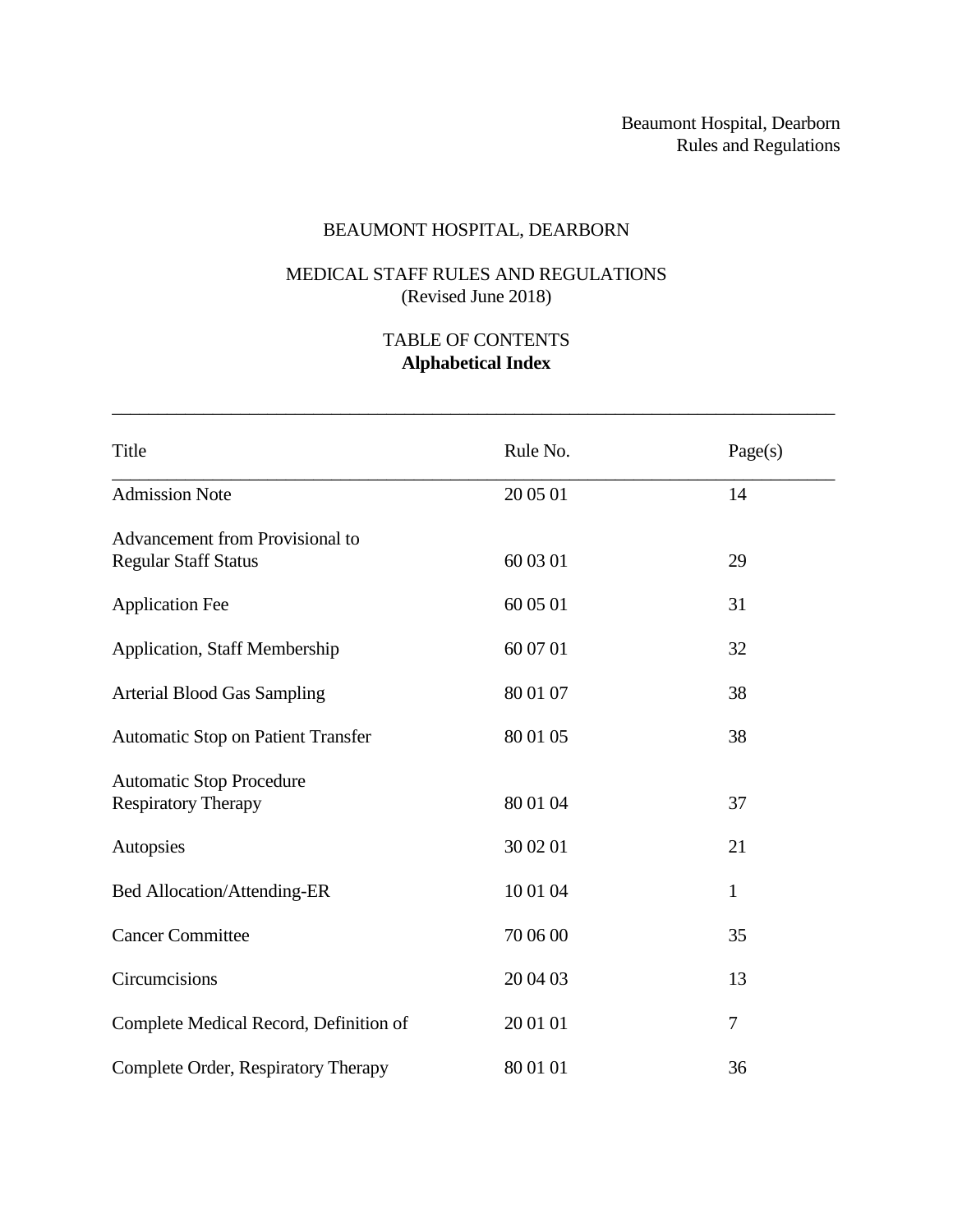# BEAUMONT HOSPITAL, DEARBORN

## MEDICAL STAFF RULES AND REGULATIONS
(Revised June 2018)

## TABLE OF CONTENTS
**Alphabetical Index**

| Title | Rule No. | Page(s) |
|---|---|---|
| Admission Note | 20 05 01 | 14 |
| Advancement from Provisional to Regular Staff Status | 60 03 01 | 29 |
| Application Fee | 60 05 01 | 31 |
| Application, Staff Membership | 60 07 01 | 32 |
| Arterial Blood Gas Sampling | 80 01 07 | 38 |
| Automatic Stop on Patient Transfer | 80 01 05 | 38 |
| Automatic Stop Procedure Respiratory Therapy | 80 01 04 | 37 |
| Autopsies | 30 02 01 | 21 |
| Bed Allocation/Attending-ER | 10 01 04 | 1 |
| Cancer Committee | 70 06 00 | 35 |
| Circumcisions | 20 04 03 | 13 |
| Complete Medical Record, Definition of | 20 01 01 | 7 |
| Complete Order, Respiratory Therapy | 80 01 01 | 36 |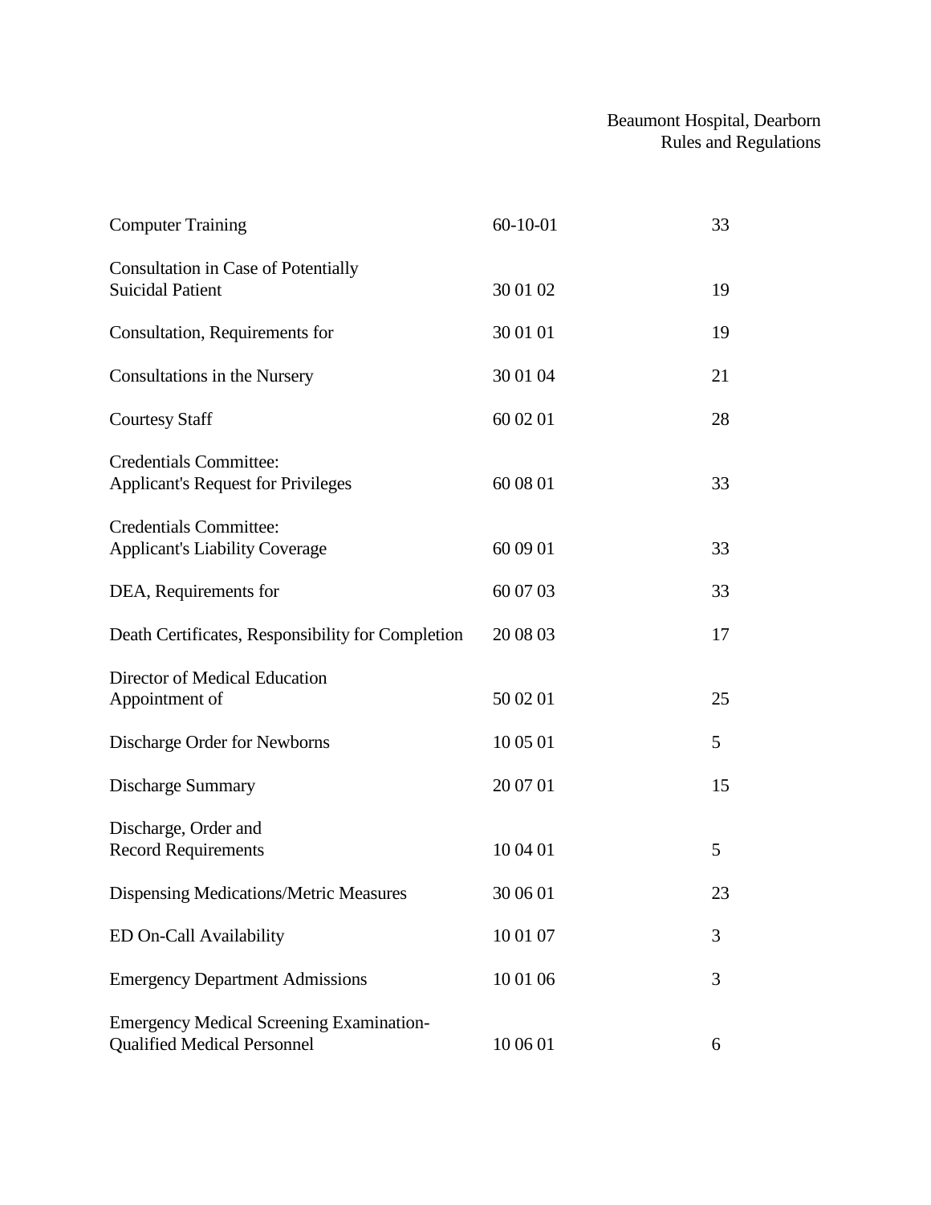| | | |
|---|---|---|
| Computer Training | 60-10-01 | 33 |
| Consultation in Case of Potentially Suicidal Patient | 30 01 02 | 19 |
| Consultation, Requirements for | 30 01 01 | 19 |
| Consultations in the Nursery | 30 01 04 | 21 |
| Courtesy Staff | 60 02 01 | 28 |
| Credentials Committee: Applicant's Request for Privileges | 60 08 01 | 33 |
| Credentials Committee: Applicant's Liability Coverage | 60 09 01 | 33 |
| DEA, Requirements for | 60 07 03 | 33 |
| Death Certificates, Responsibility for Completion | 20 08 03 | 17 |
| Director of Medical Education Appointment of | 50 02 01 | 25 |
| Discharge Order for Newborns | 10 05 01 | 5 |
| Discharge Summary | 20 07 01 | 15 |
| Discharge, Order and Record Requirements | 10 04 01 | 5 |
| Dispensing Medications/Metric Measures | 30 06 01 | 23 |
| ED On-Call Availability | 10 01 07 | 3 |
| Emergency Department Admissions | 10 01 06 | 3 |
| Emergency Medical Screening Examination-Qualified Medical Personnel | 10 06 01 | 6 |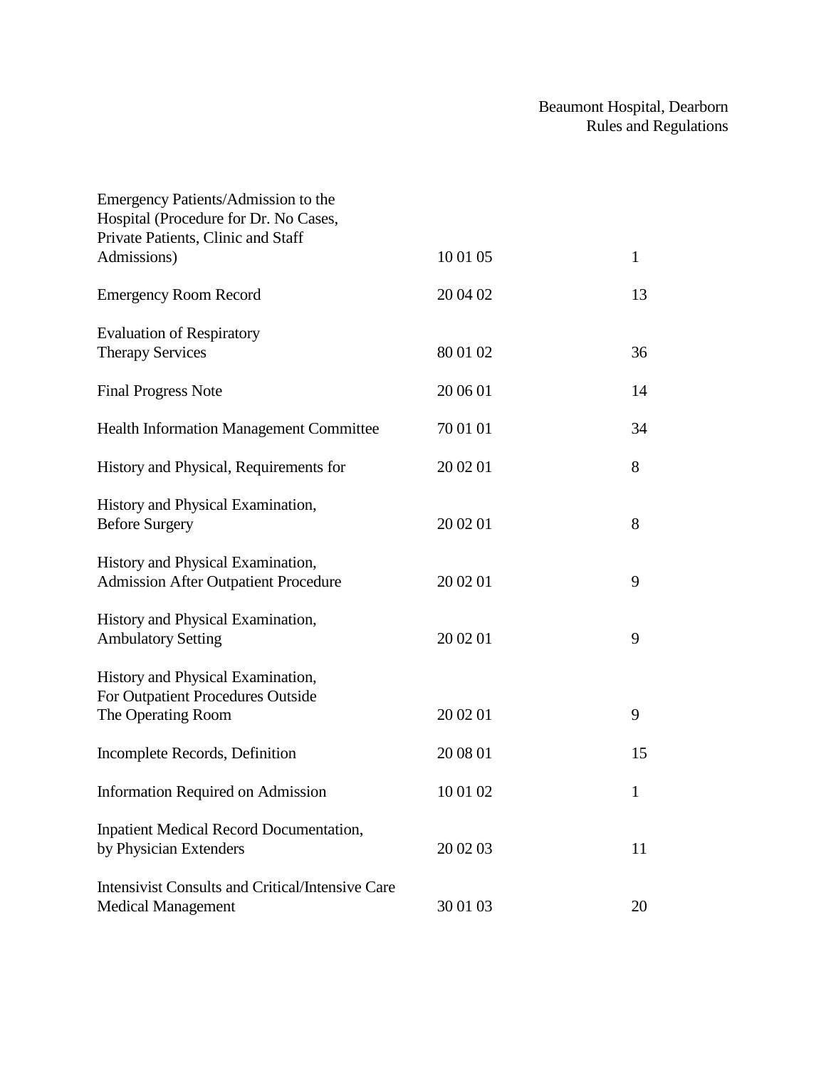| | | |
|---|---|---|
| Emergency Patients/Admission to the Hospital (Procedure for Dr. No Cases, Private Patients, Clinic and Staff Admissions) | 10 01 05 | 1 |
| Emergency Room Record | 20 04 02 | 13 |
| Evaluation of Respiratory Therapy Services | 80 01 02 | 36 |
| Final Progress Note | 20 06 01 | 14 |
| Health Information Management Committee | 70 01 01 | 34 |
| History and Physical, Requirements for | 20 02 01 | 8 |
| History and Physical Examination, Before Surgery | 20 02 01 | 8 |
| History and Physical Examination, Admission After Outpatient Procedure | 20 02 01 | 9 |
| History and Physical Examination, Ambulatory Setting | 20 02 01 | 9 |
| History and Physical Examination, For Outpatient Procedures Outside The Operating Room | 20 02 01 | 9 |
| Incomplete Records, Definition | 20 08 01 | 15 |
| Information Required on Admission | 10 01 02 | 1 |
| Inpatient Medical Record Documentation, by Physician Extenders | 20 02 03 | 11 |
| Intensivist Consults and Critical/Intensive Care Medical Management | 30 01 03 | 20 |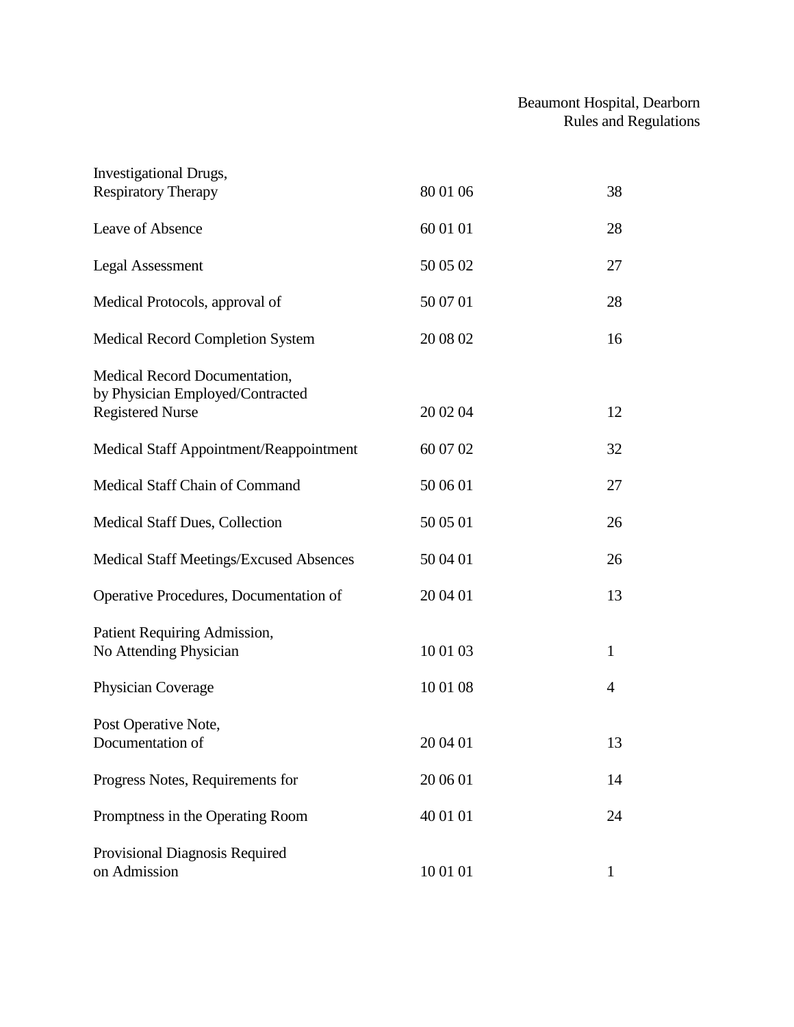| | | |
|---|---|---|
| Investigational Drugs, Respiratory Therapy | 80 01 06 | 38 |
| Leave of Absence | 60 01 01 | 28 |
| Legal Assessment | 50 05 02 | 27 |
| Medical Protocols, approval of | 50 07 01 | 28 |
| Medical Record Completion System | 20 08 02 | 16 |
| Medical Record Documentation, by Physician Employed/Contracted Registered Nurse | 20 02 04 | 12 |
| Medical Staff Appointment/Reappointment | 60 07 02 | 32 |
| Medical Staff Chain of Command | 50 06 01 | 27 |
| Medical Staff Dues, Collection | 50 05 01 | 26 |
| Medical Staff Meetings/Excused Absences | 50 04 01 | 26 |
| Operative Procedures, Documentation of | 20 04 01 | 13 |
| Patient Requiring Admission, No Attending Physician | 10 01 03 | 1 |
| Physician Coverage | 10 01 08 | 4 |
| Post Operative Note, Documentation of | 20 04 01 | 13 |
| Progress Notes, Requirements for | 20 06 01 | 14 |
| Promptness in the Operating Room | 40 01 01 | 24 |
| Provisional Diagnosis Required on Admission | 10 01 01 | 1 |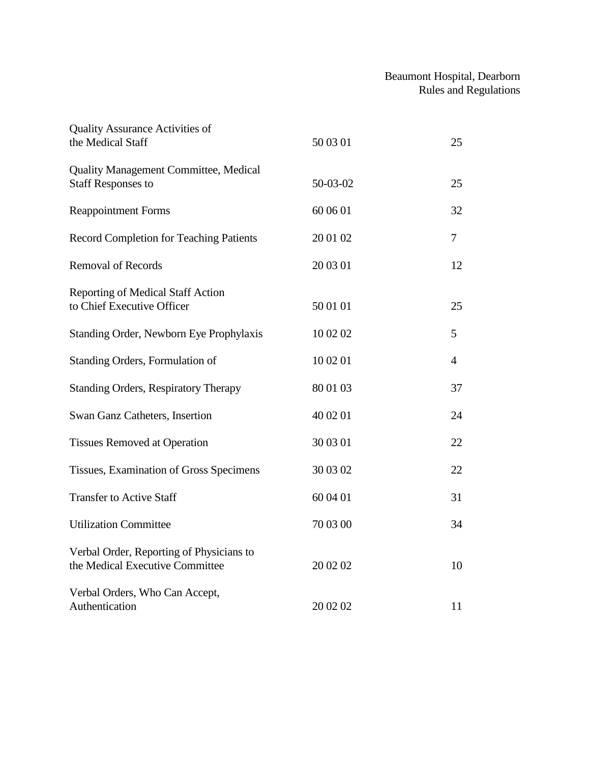| | | |
|---|---|---|
| Quality Assurance Activities of the Medical Staff | 50 03 01 | 25 |
| Quality Management Committee, Medical Staff Responses to | 50-03-02 | 25 |
| Reappointment Forms | 60 06 01 | 32 |
| Record Completion for Teaching Patients | 20 01 02 | 7 |
| Removal of Records | 20 03 01 | 12 |
| Reporting of Medical Staff Action to Chief Executive Officer | 50 01 01 | 25 |
| Standing Order, Newborn Eye Prophylaxis | 10 02 02 | 5 |
| Standing Orders, Formulation of | 10 02 01 | 4 |
| Standing Orders, Respiratory Therapy | 80 01 03 | 37 |
| Swan Ganz Catheters, Insertion | 40 02 01 | 24 |
| Tissues Removed at Operation | 30 03 01 | 22 |
| Tissues, Examination of Gross Specimens | 30 03 02 | 22 |
| Transfer to Active Staff | 60 04 01 | 31 |
| Utilization Committee | 70 03 00 | 34 |
| Verbal Order, Reporting of Physicians to the Medical Executive Committee | 20 02 02 | 10 |
| Verbal Orders, Who Can Accept, Authentication | 20 02 02 | 11 |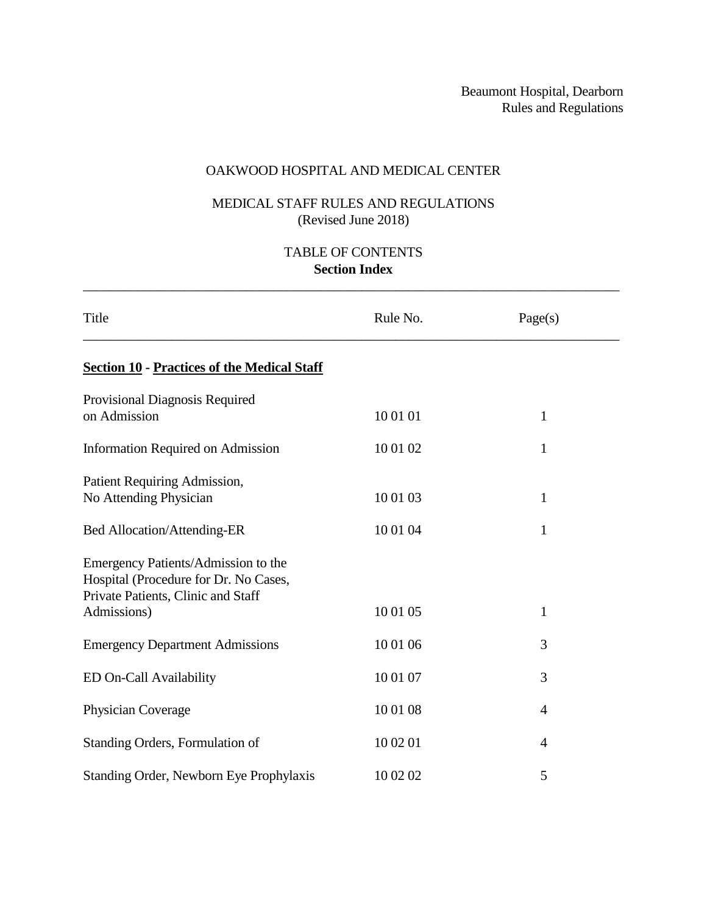OAKWOOD HOSPITAL AND MEDICAL CENTER

MEDICAL STAFF RULES AND REGULATIONS
(Revised June 2018)

TABLE OF CONTENTS
**Section Index**

| Title | Rule No. | Page(s) |
|---|---|---|
| **<u>Section 10</u> - <u>Practices of the Medical Staff</u>** | | |
| Provisional Diagnosis Required on Admission | 10 01 01 | 1 |
| Information Required on Admission | 10 01 02 | 1 |
| Patient Requiring Admission, No Attending Physician | 10 01 03 | 1 |
| Bed Allocation/Attending-ER | 10 01 04 | 1 |
| Emergency Patients/Admission to the Hospital (Procedure for Dr. No Cases, Private Patients, Clinic and Staff Admissions) | 10 01 05 | 1 |
| Emergency Department Admissions | 10 01 06 | 3 |
| ED On-Call Availability | 10 01 07 | 3 |
| Physician Coverage | 10 01 08 | 4 |
| Standing Orders, Formulation of | 10 02 01 | 4 |
| Standing Order, Newborn Eye Prophylaxis | 10 02 02 | 5 |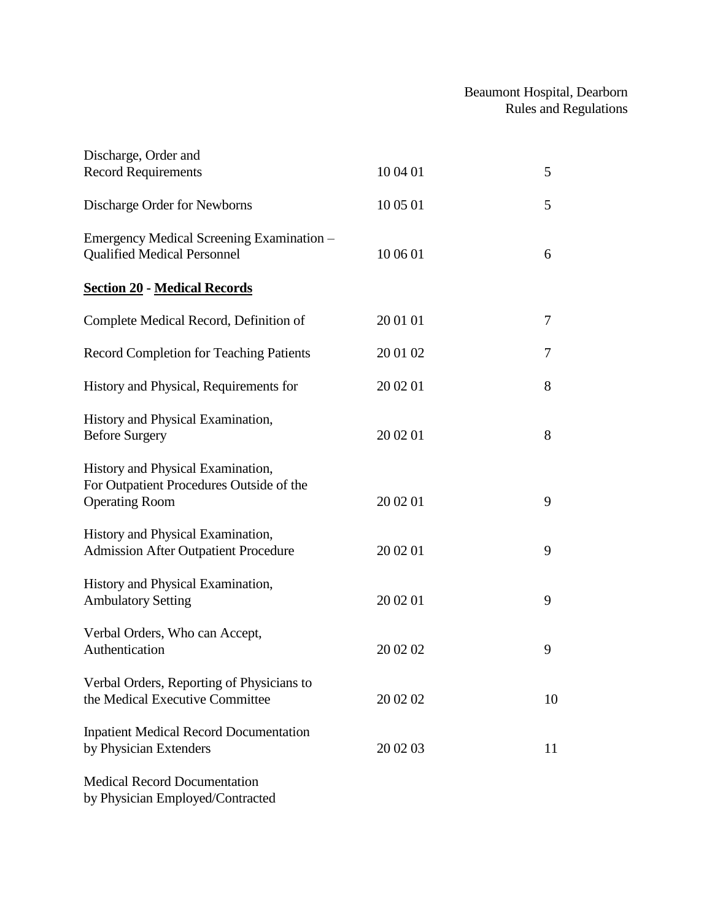| | | |
|---|---|---|
| Discharge, Order and Record Requirements | 10 04 01 | 5 |
| Discharge Order for Newborns | 10 05 01 | 5 |
| Emergency Medical Screening Examination – Qualified Medical Personnel | 10 06 01 | 6 |
| **Section 20** - **Medical Records** | | |
| Complete Medical Record, Definition of | 20 01 01 | 7 |
| Record Completion for Teaching Patients | 20 01 02 | 7 |
| History and Physical, Requirements for | 20 02 01 | 8 |
| History and Physical Examination, Before Surgery | 20 02 01 | 8 |
| History and Physical Examination, For Outpatient Procedures Outside of the Operating Room | 20 02 01 | 9 |
| History and Physical Examination, Admission After Outpatient Procedure | 20 02 01 | 9 |
| History and Physical Examination, Ambulatory Setting | 20 02 01 | 9 |
| Verbal Orders, Who can Accept, Authentication | 20 02 02 | 9 |
| Verbal Orders, Reporting of Physicians to the Medical Executive Committee | 20 02 02 | 10 |
| Inpatient Medical Record Documentation by Physician Extenders | 20 02 03 | 11 |
| Medical Record Documentation by Physician Employed/Contracted | | |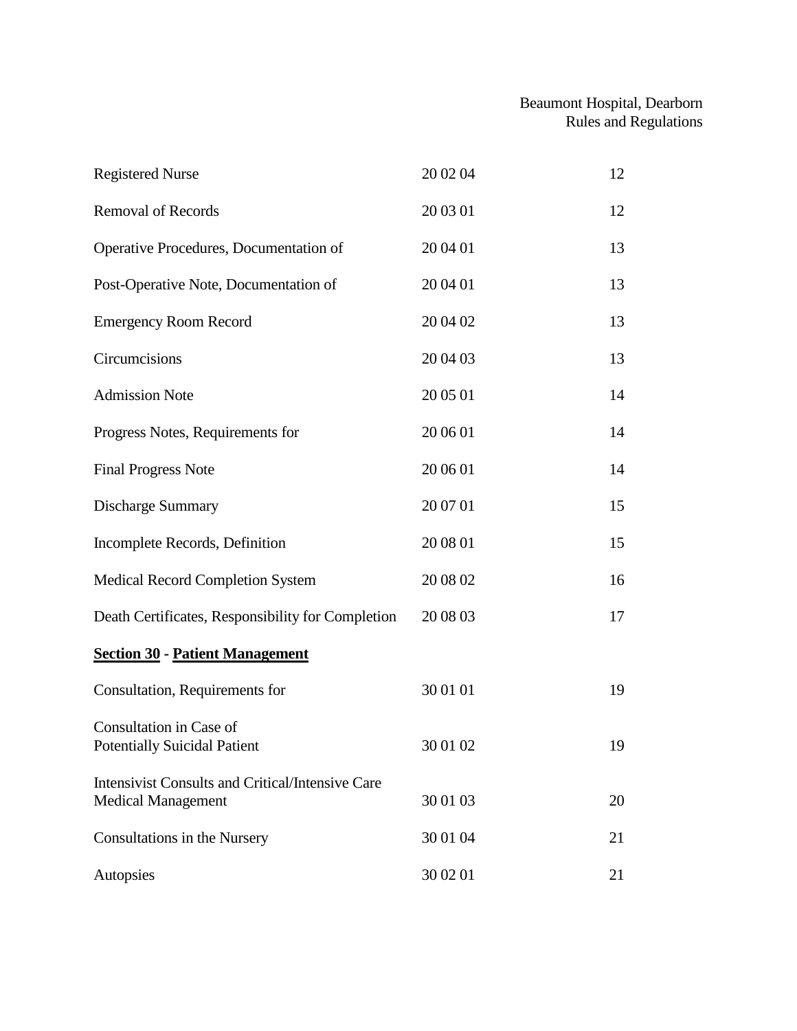| | | |
|---|---|---|
| Registered Nurse | 20 02 04 | 12 |
| Removal of Records | 20 03 01 | 12 |
| Operative Procedures, Documentation of | 20 04 01 | 13 |
| Post-Operative Note, Documentation of | 20 04 01 | 13 |
| Emergency Room Record | 20 04 02 | 13 |
| Circumcisions | 20 04 03 | 13 |
| Admission Note | 20 05 01 | 14 |
| Progress Notes, Requirements for | 20 06 01 | 14 |
| Final Progress Note | 20 06 01 | 14 |
| Discharge Summary | 20 07 01 | 15 |
| Incomplete Records, Definition | 20 08 01 | 15 |
| Medical Record Completion System | 20 08 02 | 16 |
| Death Certificates, Responsibility for Completion | 20 08 03 | 17 |

**Section 30 - Patient Management**

| | | |
|---|---|---|
| Consultation, Requirements for | 30 01 01 | 19 |
| Consultation in Case of Potentially Suicidal Patient | 30 01 02 | 19 |
| Intensivist Consults and Critical/Intensive Care Medical Management | 30 01 03 | 20 |
| Consultations in the Nursery | 30 01 04 | 21 |
| Autopsies | 30 02 01 | 21 |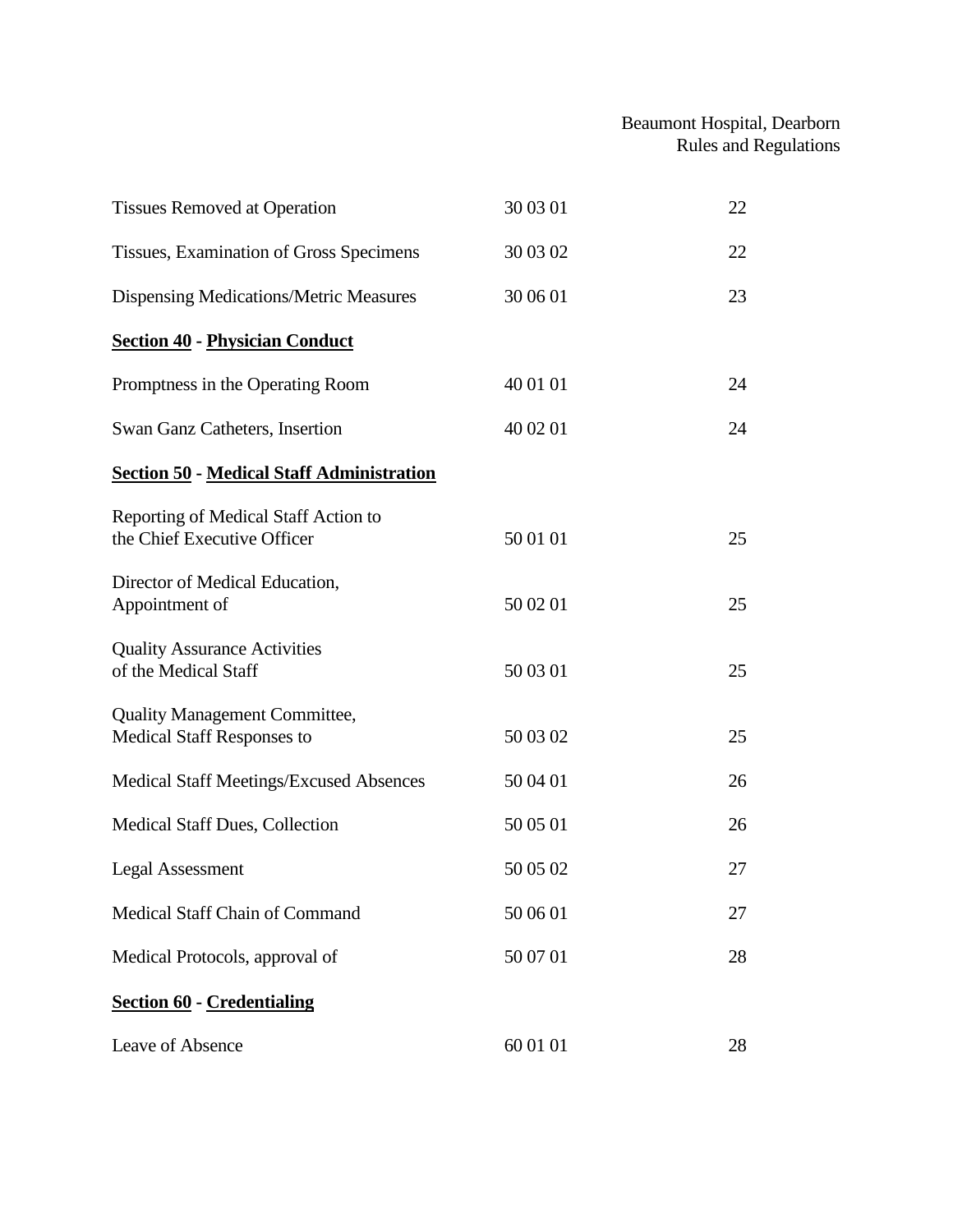| | | |
|---|---|---|
| Tissues Removed at Operation | 30 03 01 | 22 |
| Tissues, Examination of Gross Specimens | 30 03 02 | 22 |
| Dispensing Medications/Metric Measures | 30 06 01 | 23 |
| **Section 40 - Physician Conduct** | | |
| Promptness in the Operating Room | 40 01 01 | 24 |
| Swan Ganz Catheters, Insertion | 40 02 01 | 24 |
| **Section 50 - Medical Staff Administration** | | |
| Reporting of Medical Staff Action to the Chief Executive Officer | 50 01 01 | 25 |
| Director of Medical Education, Appointment of | 50 02 01 | 25 |
| Quality Assurance Activities of the Medical Staff | 50 03 01 | 25 |
| Quality Management Committee, Medical Staff Responses to | 50 03 02 | 25 |
| Medical Staff Meetings/Excused Absences | 50 04 01 | 26 |
| Medical Staff Dues, Collection | 50 05 01 | 26 |
| Legal Assessment | 50 05 02 | 27 |
| Medical Staff Chain of Command | 50 06 01 | 27 |
| Medical Protocols, approval of | 50 07 01 | 28 |
| **Section 60 - Credentialing** | | |
| Leave of Absence | 60 01 01 | 28 |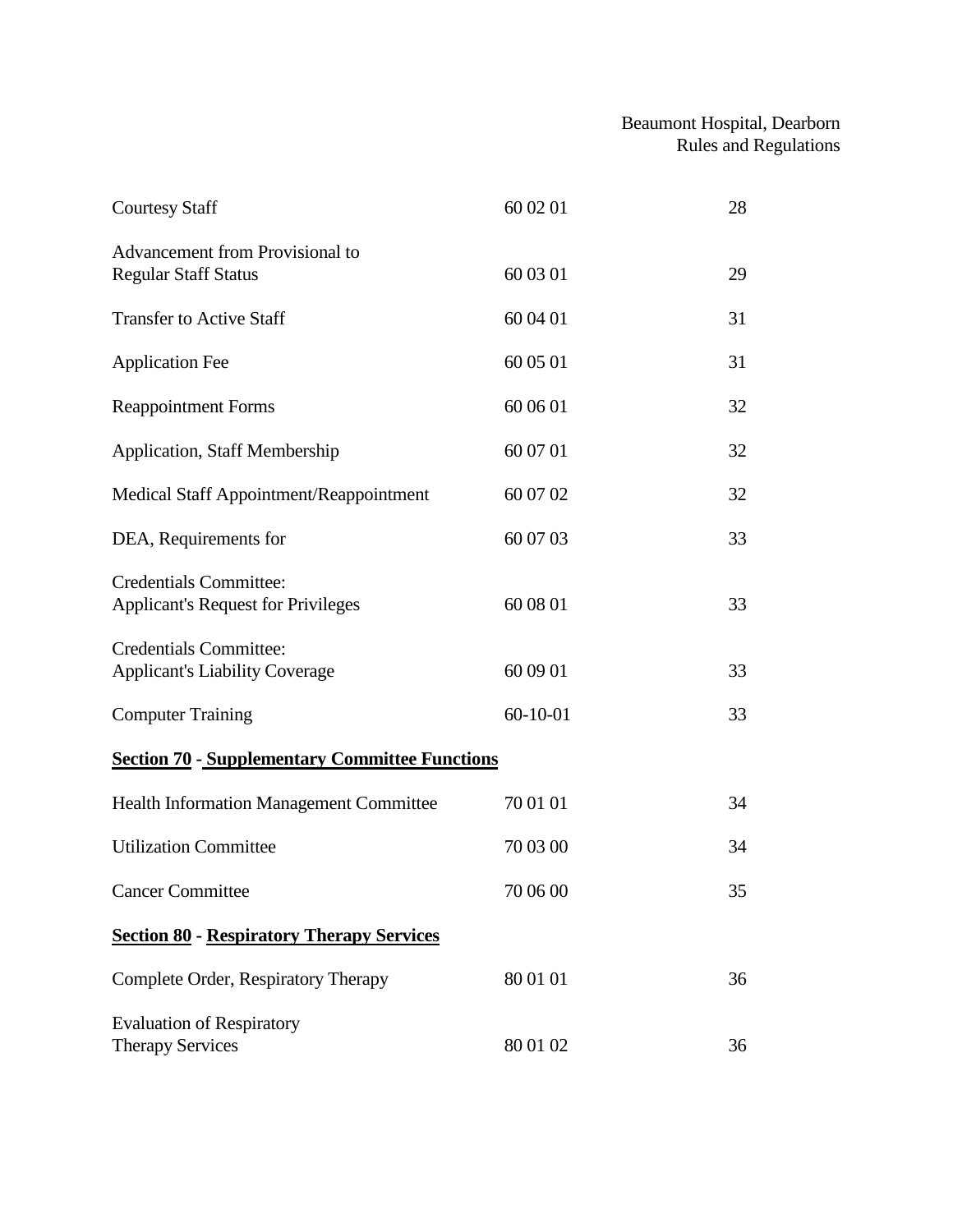| | | |
|---|---|---|
| Courtesy Staff | 60 02 01 | 28 |
| Advancement from Provisional to Regular Staff Status | 60 03 01 | 29 |
| Transfer to Active Staff | 60 04 01 | 31 |
| Application Fee | 60 05 01 | 31 |
| Reappointment Forms | 60 06 01 | 32 |
| Application, Staff Membership | 60 07 01 | 32 |
| Medical Staff Appointment/Reappointment | 60 07 02 | 32 |
| DEA, Requirements for | 60 07 03 | 33 |
| Credentials Committee: Applicant's Request for Privileges | 60 08 01 | 33 |
| Credentials Committee: Applicant's Liability Coverage | 60 09 01 | 33 |
| Computer Training | 60-10-01 | 33 |

**Section 70 - Supplementary Committee Functions**

| | | |
|---|---|---|
| Health Information Management Committee | 70 01 01 | 34 |
| Utilization Committee | 70 03 00 | 34 |
| Cancer Committee | 70 06 00 | 35 |

**Section 80 - Respiratory Therapy Services**

| | | |
|---|---|---|
| Complete Order, Respiratory Therapy | 80 01 01 | 36 |
| Evaluation of Respiratory Therapy Services | 80 01 02 | 36 |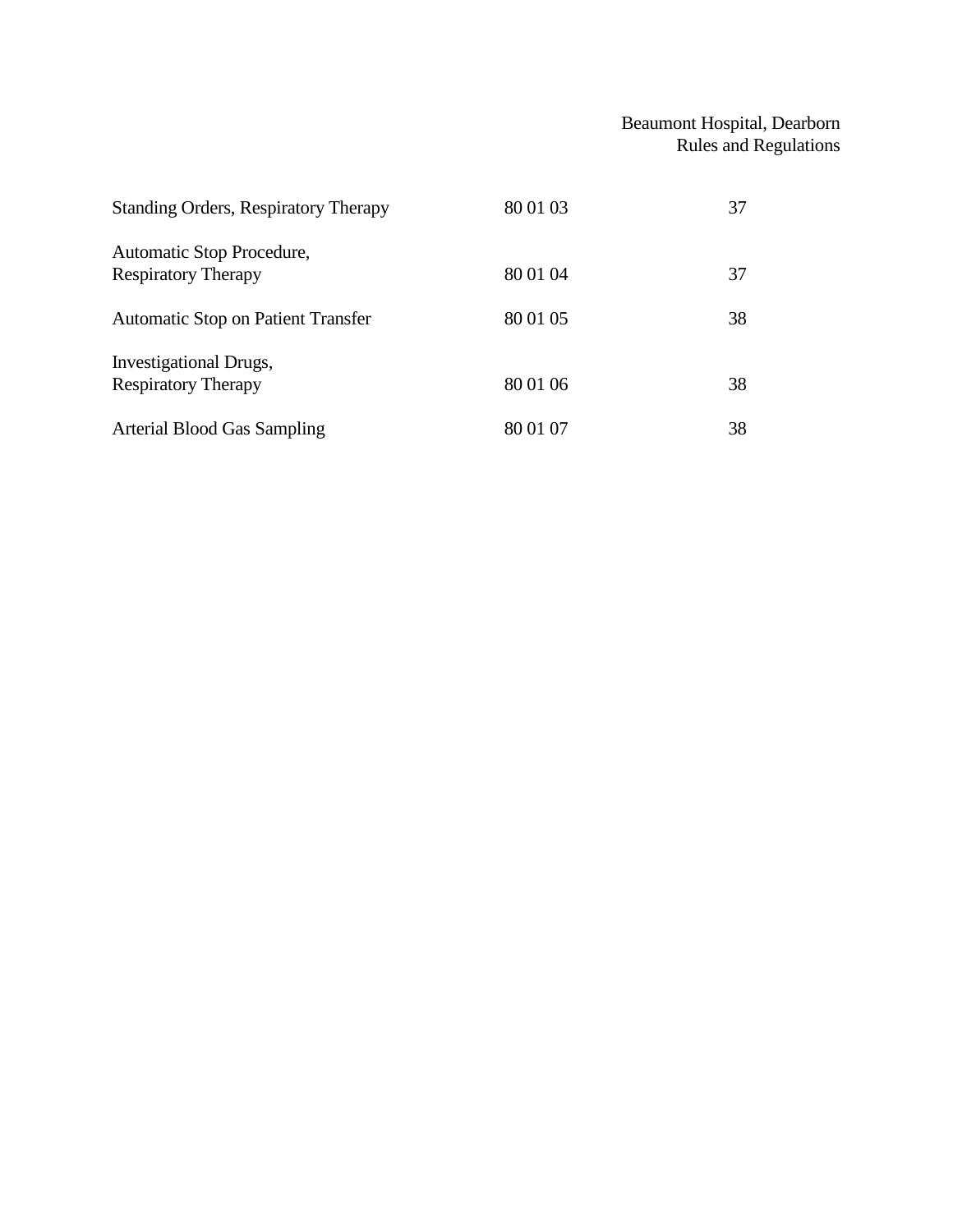| | | |
|---|---|---|
| Standing Orders, Respiratory Therapy | 80 01 03 | 37 |
| Automatic Stop Procedure, Respiratory Therapy | 80 01 04 | 37 |
| Automatic Stop on Patient Transfer | 80 01 05 | 38 |
| Investigational Drugs, Respiratory Therapy | 80 01 06 | 38 |
| Arterial Blood Gas Sampling | 80 01 07 | 38 |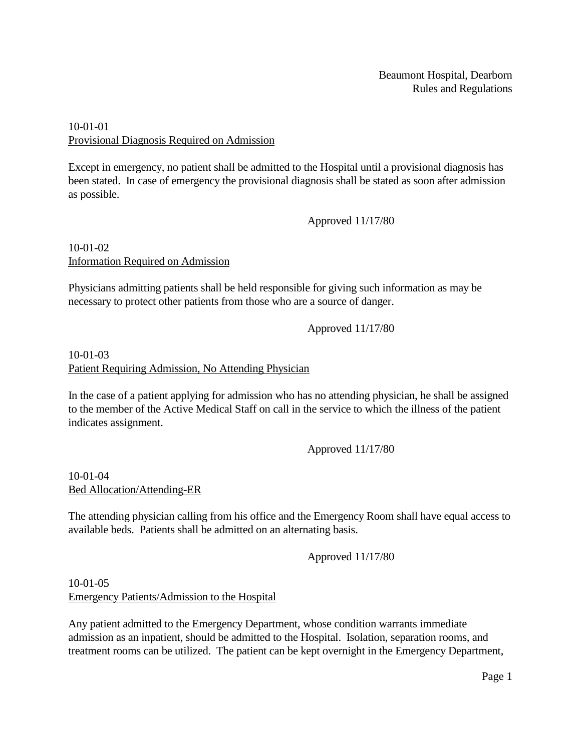10-01-01
<u>Provisional Diagnosis Required on Admission</u>

Except in emergency, no patient shall be admitted to the Hospital until a provisional diagnosis has been stated. In case of emergency the provisional diagnosis shall be stated as soon after admission as possible.

Approved 11/17/80

10-01-02
<u>Information Required on Admission</u>

Physicians admitting patients shall be held responsible for giving such information as may be necessary to protect other patients from those who are a source of danger.

Approved 11/17/80

10-01-03
<u>Patient Requiring Admission, No Attending Physician</u>

In the case of a patient applying for admission who has no attending physician, he shall be assigned to the member of the Active Medical Staff on call in the service to which the illness of the patient indicates assignment.

Approved 11/17/80

10-01-04
<u>Bed Allocation/Attending-ER</u>

The attending physician calling from his office and the Emergency Room shall have equal access to available beds. Patients shall be admitted on an alternating basis.

Approved 11/17/80

10-01-05
<u>Emergency Patients/Admission to the Hospital</u>

Any patient admitted to the Emergency Department, whose condition warrants immediate admission as an inpatient, should be admitted to the Hospital. Isolation, separation rooms, and treatment rooms can be utilized. The patient can be kept overnight in the Emergency Department,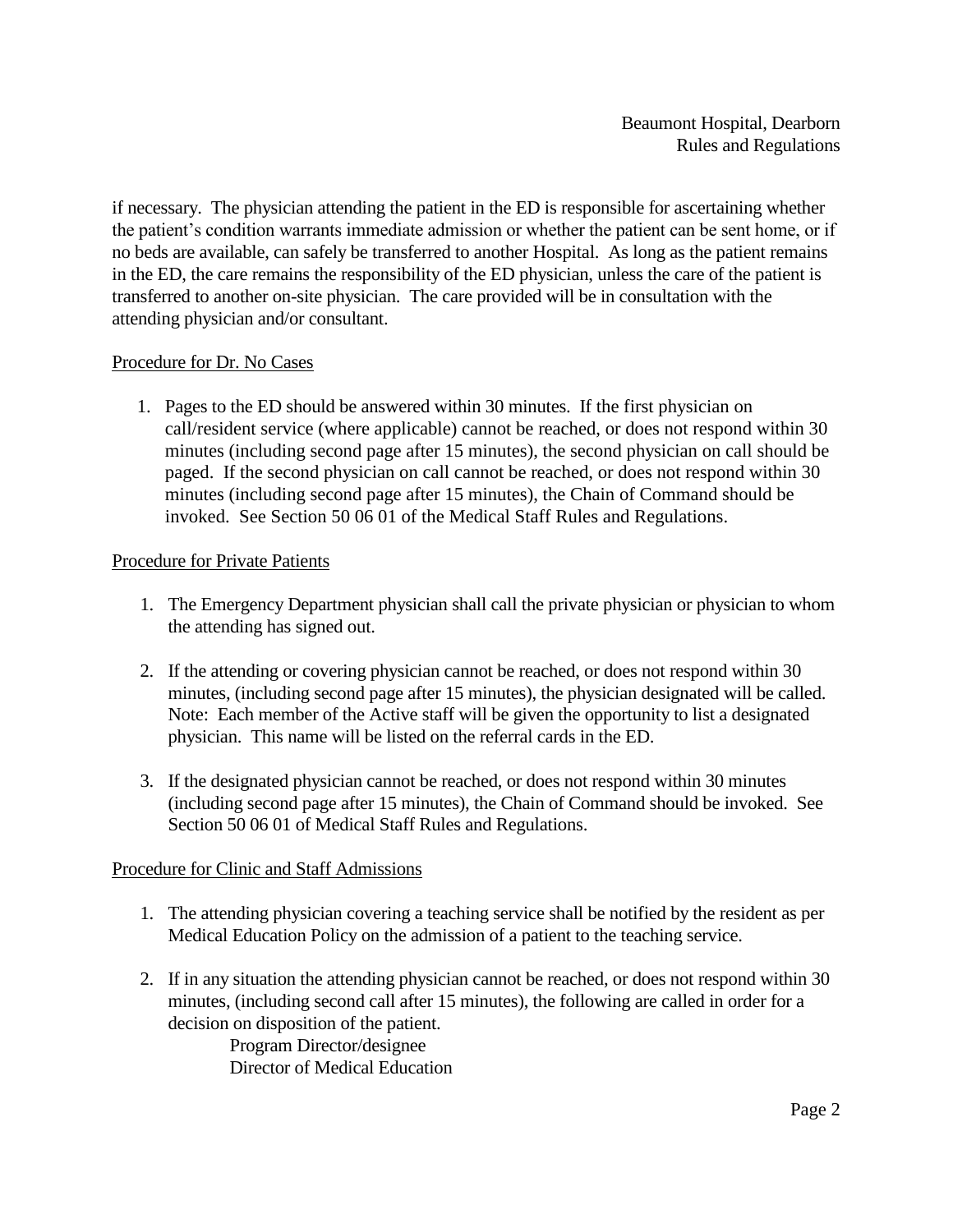if necessary. The physician attending the patient in the ED is responsible for ascertaining whether the patient's condition warrants immediate admission or whether the patient can be sent home, or if no beds are available, can safely be transferred to another Hospital. As long as the patient remains in the ED, the care remains the responsibility of the ED physician, unless the care of the patient is transferred to another on-site physician. The care provided will be in consultation with the attending physician and/or consultant.

Procedure for Dr. No Cases

1. Pages to the ED should be answered within 30 minutes. If the first physician on call/resident service (where applicable) cannot be reached, or does not respond within 30 minutes (including second page after 15 minutes), the second physician on call should be paged. If the second physician on call cannot be reached, or does not respond within 30 minutes (including second page after 15 minutes), the Chain of Command should be invoked. See Section 50 06 01 of the Medical Staff Rules and Regulations.

Procedure for Private Patients

1. The Emergency Department physician shall call the private physician or physician to whom the attending has signed out.

2. If the attending or covering physician cannot be reached, or does not respond within 30 minutes, (including second page after 15 minutes), the physician designated will be called. Note: Each member of the Active staff will be given the opportunity to list a designated physician. This name will be listed on the referral cards in the ED.

3. If the designated physician cannot be reached, or does not respond within 30 minutes (including second page after 15 minutes), the Chain of Command should be invoked. See Section 50 06 01 of Medical Staff Rules and Regulations.

Procedure for Clinic and Staff Admissions

1. The attending physician covering a teaching service shall be notified by the resident as per Medical Education Policy on the admission of a patient to the teaching service.

2. If in any situation the attending physician cannot be reached, or does not respond within 30 minutes, (including second call after 15 minutes), the following are called in order for a decision on disposition of the patient.
   - Program Director/designee
   - Director of Medical Education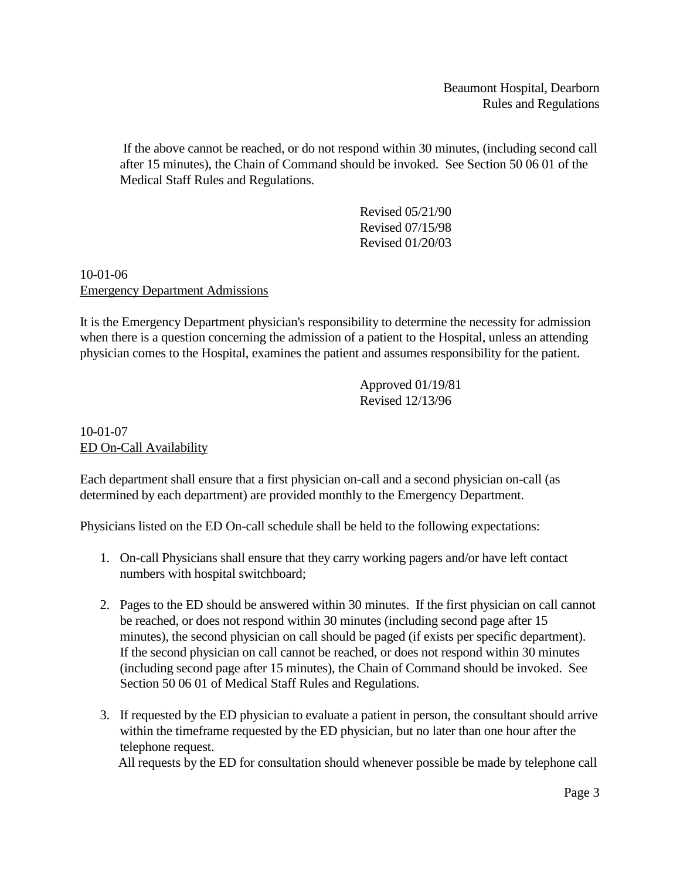If the above cannot be reached, or do not respond within 30 minutes, (including second call after 15 minutes), the Chain of Command should be invoked. See Section 50 06 01 of the Medical Staff Rules and Regulations.

Revised 05/21/90
Revised 07/15/98
Revised 01/20/03

10-01-06
Emergency Department Admissions

It is the Emergency Department physician's responsibility to determine the necessity for admission when there is a question concerning the admission of a patient to the Hospital, unless an attending physician comes to the Hospital, examines the patient and assumes responsibility for the patient.

Approved 01/19/81
Revised 12/13/96

10-01-07
ED On-Call Availability

Each department shall ensure that a first physician on-call and a second physician on-call (as determined by each department) are provided monthly to the Emergency Department.

Physicians listed on the ED On-call schedule shall be held to the following expectations:

1. On-call Physicians shall ensure that they carry working pagers and/or have left contact numbers with hospital switchboard;

2. Pages to the ED should be answered within 30 minutes. If the first physician on call cannot be reached, or does not respond within 30 minutes (including second page after 15 minutes), the second physician on call should be paged (if exists per specific department). If the second physician on call cannot be reached, or does not respond within 30 minutes (including second page after 15 minutes), the Chain of Command should be invoked. See Section 50 06 01 of Medical Staff Rules and Regulations.

3. If requested by the ED physician to evaluate a patient in person, the consultant should arrive within the timeframe requested by the ED physician, but no later than one hour after the telephone request.
   All requests by the ED for consultation should whenever possible be made by telephone call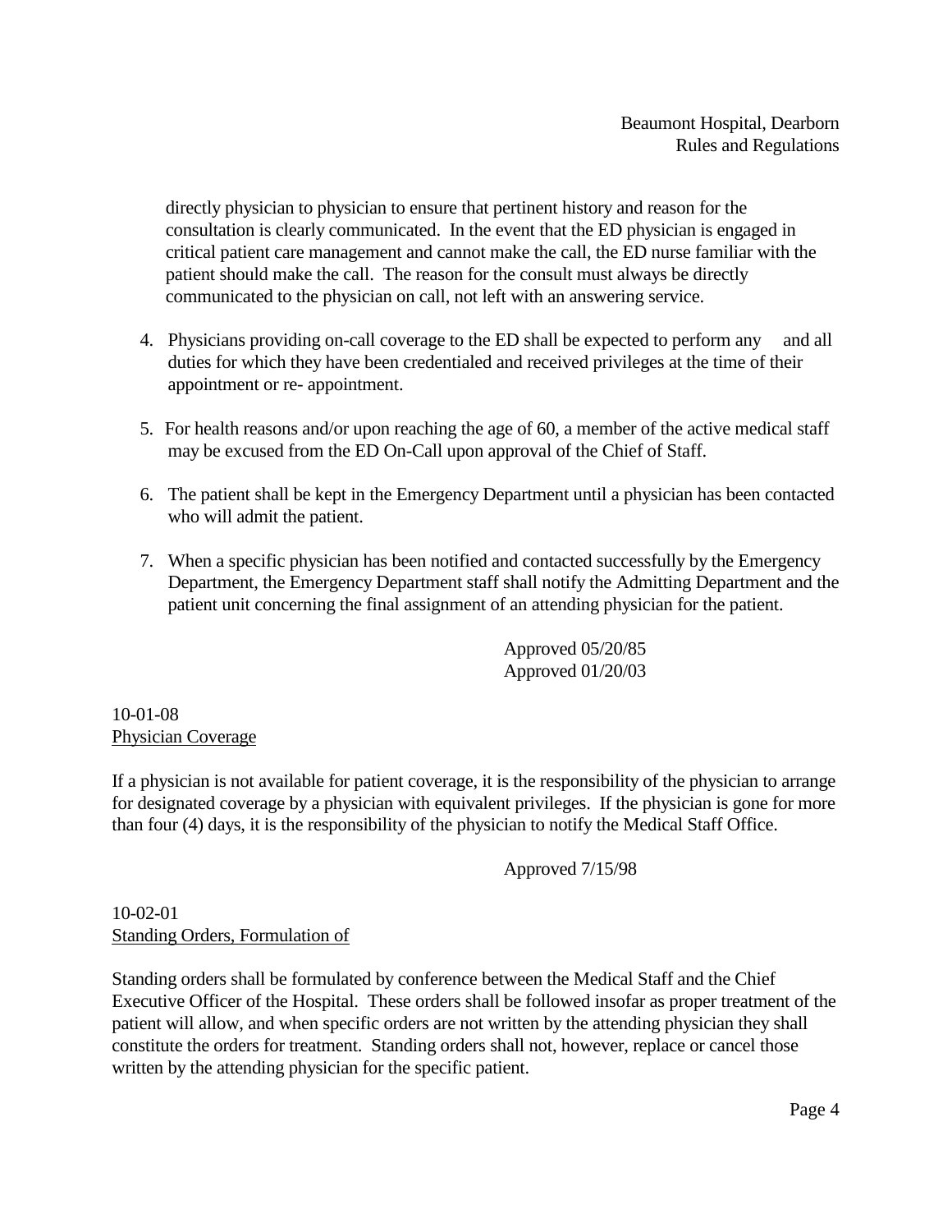directly physician to physician to ensure that pertinent history and reason for the consultation is clearly communicated. In the event that the ED physician is engaged in critical patient care management and cannot make the call, the ED nurse familiar with the patient should make the call. The reason for the consult must always be directly communicated to the physician on call, not left with an answering service.

4. Physicians providing on-call coverage to the ED shall be expected to perform any and all duties for which they have been credentialed and received privileges at the time of their appointment or re- appointment.

5. For health reasons and/or upon reaching the age of 60, a member of the active medical staff may be excused from the ED On-Call upon approval of the Chief of Staff.

6. The patient shall be kept in the Emergency Department until a physician has been contacted who will admit the patient.

7. When a specific physician has been notified and contacted successfully by the Emergency Department, the Emergency Department staff shall notify the Admitting Department and the patient unit concerning the final assignment of an attending physician for the patient.

Approved 05/20/85
Approved 01/20/03

10-01-08
<u>Physician Coverage</u>

If a physician is not available for patient coverage, it is the responsibility of the physician to arrange for designated coverage by a physician with equivalent privileges. If the physician is gone for more than four (4) days, it is the responsibility of the physician to notify the Medical Staff Office.

Approved 7/15/98

10-02-01
<u>Standing Orders, Formulation of</u>

Standing orders shall be formulated by conference between the Medical Staff and the Chief Executive Officer of the Hospital. These orders shall be followed insofar as proper treatment of the patient will allow, and when specific orders are not written by the attending physician they shall constitute the orders for treatment. Standing orders shall not, however, replace or cancel those written by the attending physician for the specific patient.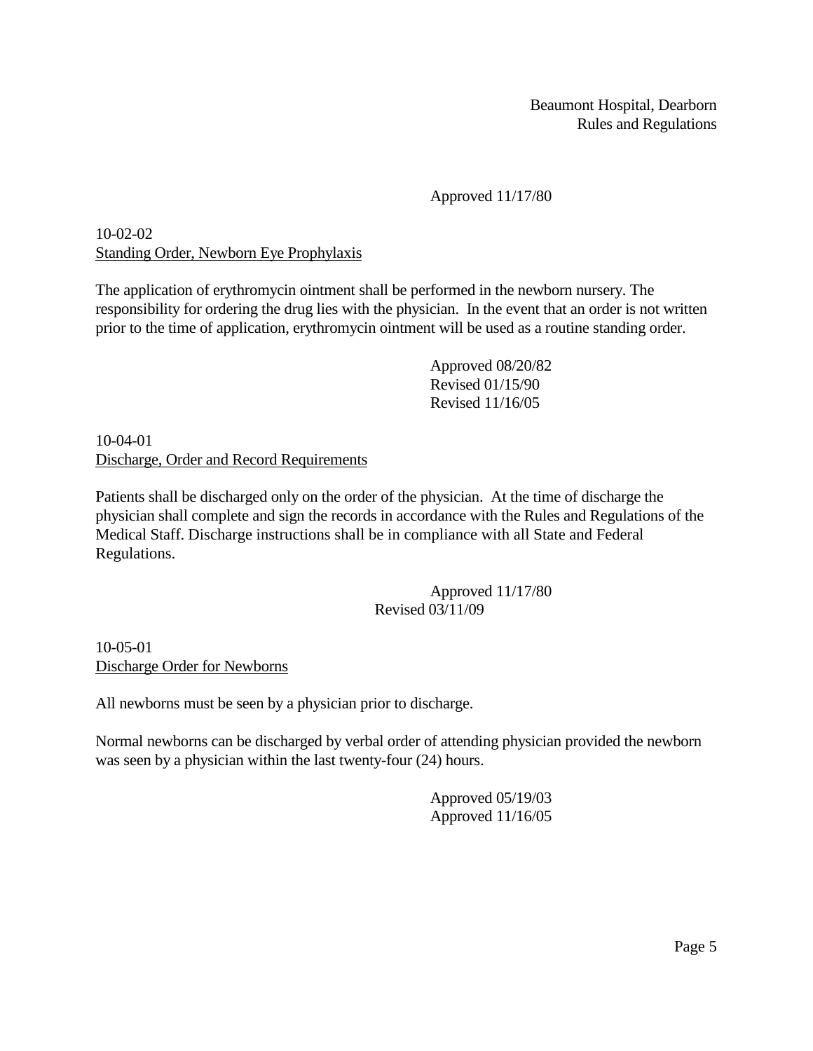Approved 11/17/80

10-02-02
Standing Order, Newborn Eye Prophylaxis

The application of erythromycin ointment shall be performed in the newborn nursery. The responsibility for ordering the drug lies with the physician. In the event that an order is not written prior to the time of application, erythromycin ointment will be used as a routine standing order.

Approved 08/20/82
Revised 01/15/90
Revised 11/16/05

10-04-01
Discharge, Order and Record Requirements

Patients shall be discharged only on the order of the physician. At the time of discharge the physician shall complete and sign the records in accordance with the Rules and Regulations of the Medical Staff. Discharge instructions shall be in compliance with all State and Federal Regulations.

Approved 11/17/80
Revised 03/11/09

10-05-01
Discharge Order for Newborns

All newborns must be seen by a physician prior to discharge.

Normal newborns can be discharged by verbal order of attending physician provided the newborn was seen by a physician within the last twenty-four (24) hours.

Approved 05/19/03
Approved 11/16/05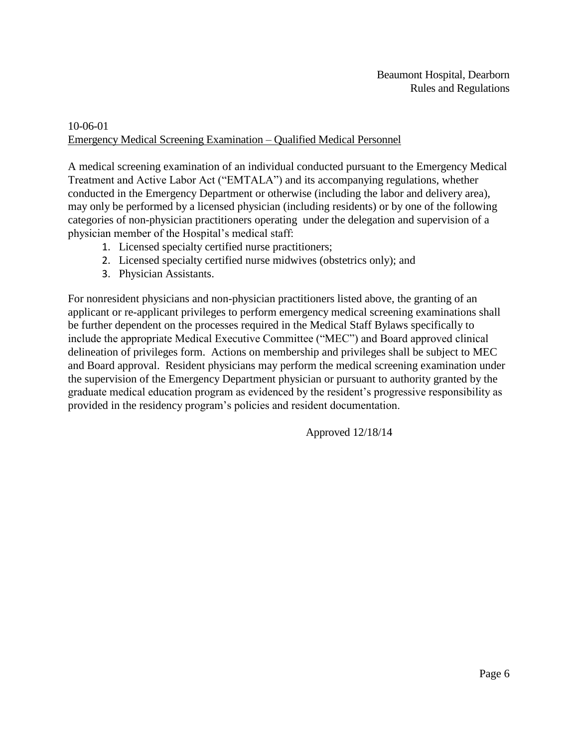10-06-01

## Emergency Medical Screening Examination – Qualified Medical Personnel

A medical screening examination of an individual conducted pursuant to the Emergency Medical Treatment and Active Labor Act ("EMTALA") and its accompanying regulations, whether conducted in the Emergency Department or otherwise (including the labor and delivery area), may only be performed by a licensed physician (including residents) or by one of the following categories of non-physician practitioners operating under the delegation and supervision of a physician member of the Hospital's medical staff:

1. Licensed specialty certified nurse practitioners;
2. Licensed specialty certified nurse midwives (obstetrics only); and
3. Physician Assistants.

For nonresident physicians and non-physician practitioners listed above, the granting of an applicant or re-applicant privileges to perform emergency medical screening examinations shall be further dependent on the processes required in the Medical Staff Bylaws specifically to include the appropriate Medical Executive Committee ("MEC") and Board approved clinical delineation of privileges form. Actions on membership and privileges shall be subject to MEC and Board approval. Resident physicians may perform the medical screening examination under the supervision of the Emergency Department physician or pursuant to authority granted by the graduate medical education program as evidenced by the resident's progressive responsibility as provided in the residency program's policies and resident documentation.

Approved 12/18/14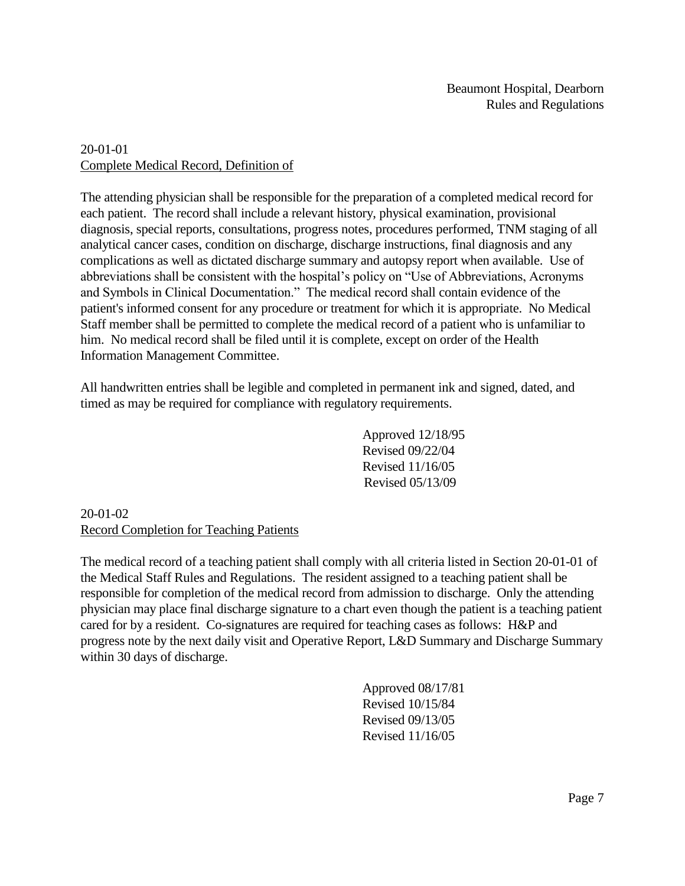20-01-01
<u>Complete Medical Record, Definition of</u>

The attending physician shall be responsible for the preparation of a completed medical record for each patient. The record shall include a relevant history, physical examination, provisional diagnosis, special reports, consultations, progress notes, procedures performed, TNM staging of all analytical cancer cases, condition on discharge, discharge instructions, final diagnosis and any complications as well as dictated discharge summary and autopsy report when available. Use of abbreviations shall be consistent with the hospital's policy on "Use of Abbreviations, Acronyms and Symbols in Clinical Documentation." The medical record shall contain evidence of the patient's informed consent for any procedure or treatment for which it is appropriate. No Medical Staff member shall be permitted to complete the medical record of a patient who is unfamiliar to him. No medical record shall be filed until it is complete, except on order of the Health Information Management Committee.

All handwritten entries shall be legible and completed in permanent ink and signed, dated, and timed as may be required for compliance with regulatory requirements.

Approved 12/18/95
Revised 09/22/04
Revised 11/16/05
Revised 05/13/09

20-01-02
<u>Record Completion for Teaching Patients</u>

The medical record of a teaching patient shall comply with all criteria listed in Section 20-01-01 of the Medical Staff Rules and Regulations. The resident assigned to a teaching patient shall be responsible for completion of the medical record from admission to discharge. Only the attending physician may place final discharge signature to a chart even though the patient is a teaching patient cared for by a resident. Co-signatures are required for teaching cases as follows: H&P and progress note by the next daily visit and Operative Report, L&D Summary and Discharge Summary within 30 days of discharge.

Approved 08/17/81
Revised 10/15/84
Revised 09/13/05
Revised 11/16/05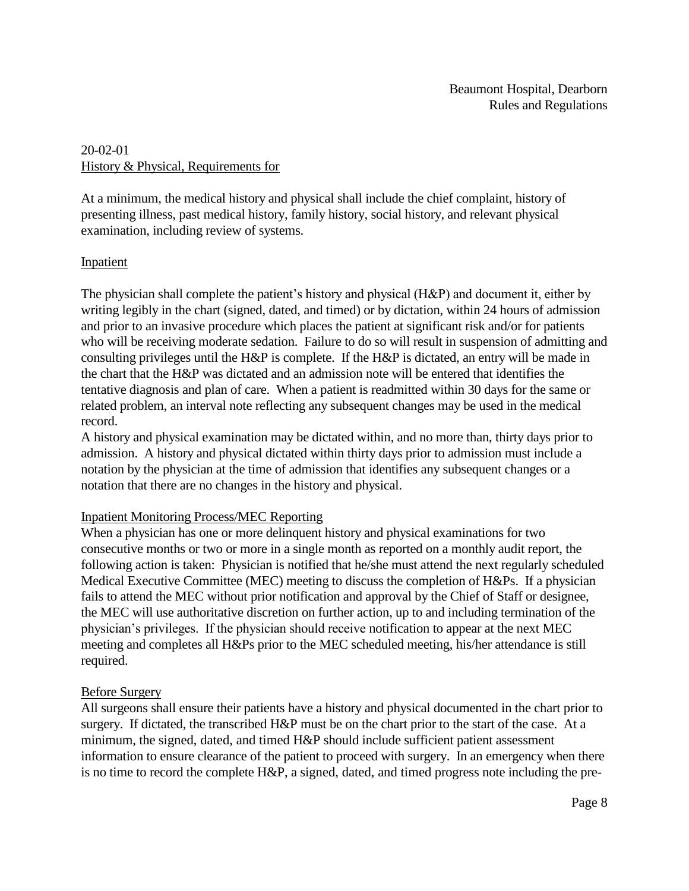20-02-01
History & Physical, Requirements for

At a minimum, the medical history and physical shall include the chief complaint, history of presenting illness, past medical history, family history, social history, and relevant physical examination, including review of systems.

Inpatient

The physician shall complete the patient's history and physical (H&P) and document it, either by writing legibly in the chart (signed, dated, and timed) or by dictation, within 24 hours of admission and prior to an invasive procedure which places the patient at significant risk and/or for patients who will be receiving moderate sedation. Failure to do so will result in suspension of admitting and consulting privileges until the H&P is complete. If the H&P is dictated, an entry will be made in the chart that the H&P was dictated and an admission note will be entered that identifies the tentative diagnosis and plan of care. When a patient is readmitted within 30 days for the same or related problem, an interval note reflecting any subsequent changes may be used in the medical record.
A history and physical examination may be dictated within, and no more than, thirty days prior to admission. A history and physical dictated within thirty days prior to admission must include a notation by the physician at the time of admission that identifies any subsequent changes or a notation that there are no changes in the history and physical.

Inpatient Monitoring Process/MEC Reporting
When a physician has one or more delinquent history and physical examinations for two consecutive months or two or more in a single month as reported on a monthly audit report, the following action is taken: Physician is notified that he/she must attend the next regularly scheduled Medical Executive Committee (MEC) meeting to discuss the completion of H&Ps. If a physician fails to attend the MEC without prior notification and approval by the Chief of Staff or designee, the MEC will use authoritative discretion on further action, up to and including termination of the physician's privileges. If the physician should receive notification to appear at the next MEC meeting and completes all H&Ps prior to the MEC scheduled meeting, his/her attendance is still required.

Before Surgery
All surgeons shall ensure their patients have a history and physical documented in the chart prior to surgery. If dictated, the transcribed H&P must be on the chart prior to the start of the case. At a minimum, the signed, dated, and timed H&P should include sufficient patient assessment information to ensure clearance of the patient to proceed with surgery. In an emergency when there is no time to record the complete H&P, a signed, dated, and timed progress note including the pre-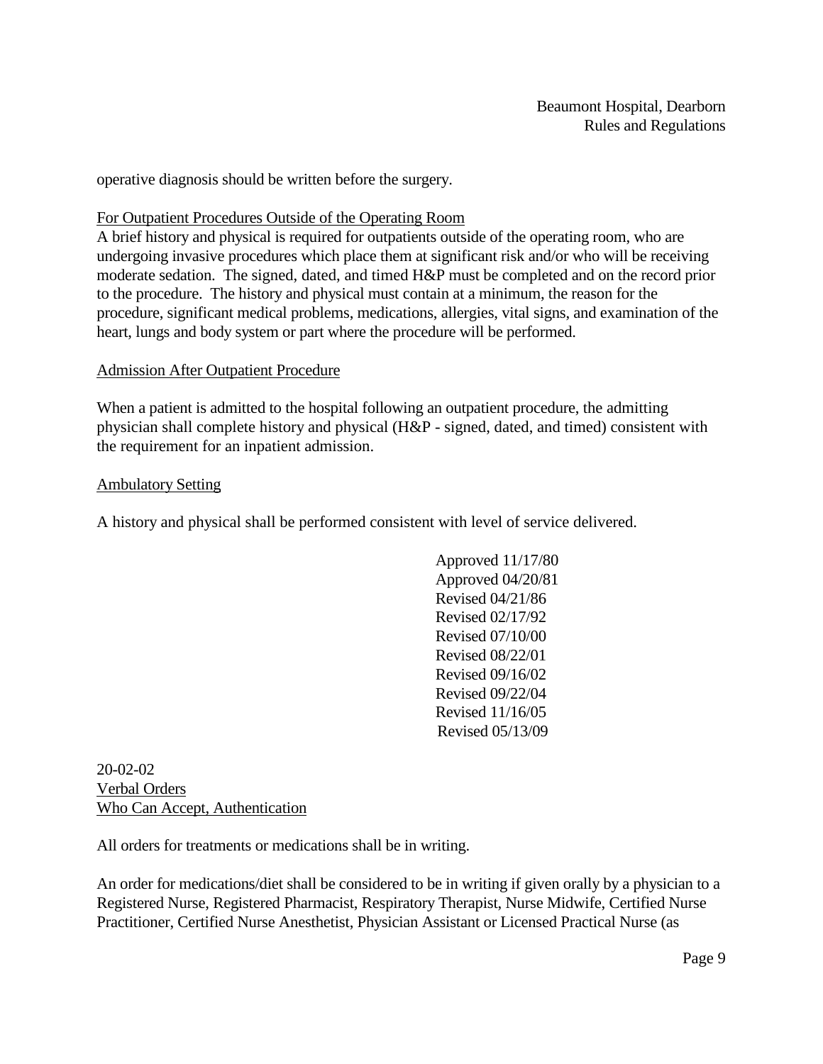operative diagnosis should be written before the surgery.

For Outpatient Procedures Outside of the Operating Room

A brief history and physical is required for outpatients outside of the operating room, who are undergoing invasive procedures which place them at significant risk and/or who will be receiving moderate sedation. The signed, dated, and timed H&P must be completed and on the record prior to the procedure. The history and physical must contain at a minimum, the reason for the procedure, significant medical problems, medications, allergies, vital signs, and examination of the heart, lungs and body system or part where the procedure will be performed.

Admission After Outpatient Procedure

When a patient is admitted to the hospital following an outpatient procedure, the admitting physician shall complete history and physical (H&P - signed, dated, and timed) consistent with the requirement for an inpatient admission.

Ambulatory Setting

A history and physical shall be performed consistent with level of service delivered.

Approved 11/17/80
Approved 04/20/81
Revised 04/21/86
Revised 02/17/92
Revised 07/10/00
Revised 08/22/01
Revised 09/16/02
Revised 09/22/04
Revised 11/16/05
Revised 05/13/09

20-02-02
Verbal Orders
Who Can Accept, Authentication

All orders for treatments or medications shall be in writing.

An order for medications/diet shall be considered to be in writing if given orally by a physician to a Registered Nurse, Registered Pharmacist, Respiratory Therapist, Nurse Midwife, Certified Nurse Practitioner, Certified Nurse Anesthetist, Physician Assistant or Licensed Practical Nurse (as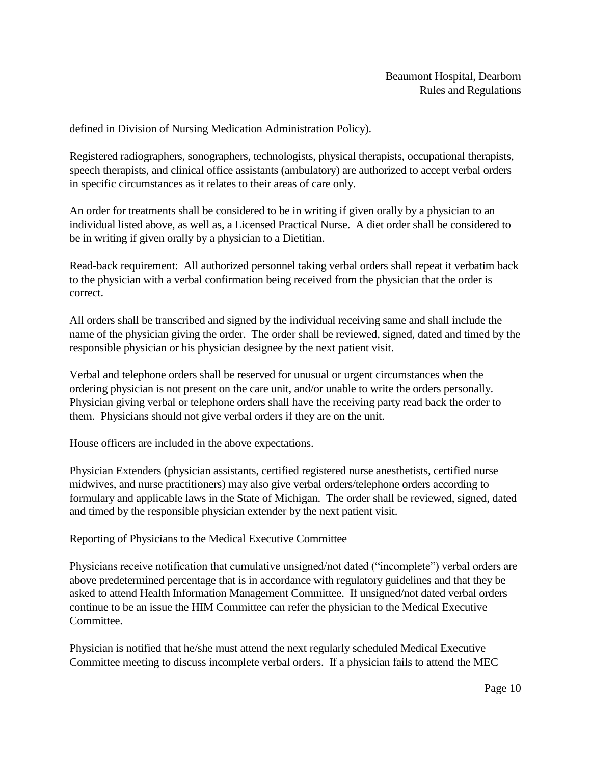defined in Division of Nursing Medication Administration Policy).

Registered radiographers, sonographers, technologists, physical therapists, occupational therapists, speech therapists, and clinical office assistants (ambulatory) are authorized to accept verbal orders in specific circumstances as it relates to their areas of care only.

An order for treatments shall be considered to be in writing if given orally by a physician to an individual listed above, as well as, a Licensed Practical Nurse. A diet order shall be considered to be in writing if given orally by a physician to a Dietitian.

Read-back requirement: All authorized personnel taking verbal orders shall repeat it verbatim back to the physician with a verbal confirmation being received from the physician that the order is correct.

All orders shall be transcribed and signed by the individual receiving same and shall include the name of the physician giving the order. The order shall be reviewed, signed, dated and timed by the responsible physician or his physician designee by the next patient visit.

Verbal and telephone orders shall be reserved for unusual or urgent circumstances when the ordering physician is not present on the care unit, and/or unable to write the orders personally. Physician giving verbal or telephone orders shall have the receiving party read back the order to them. Physicians should not give verbal orders if they are on the unit.

House officers are included in the above expectations.

Physician Extenders (physician assistants, certified registered nurse anesthetists, certified nurse midwives, and nurse practitioners) may also give verbal orders/telephone orders according to formulary and applicable laws in the State of Michigan. The order shall be reviewed, signed, dated and timed by the responsible physician extender by the next patient visit.

<u>Reporting of Physicians to the Medical Executive Committee</u>

Physicians receive notification that cumulative unsigned/not dated ("incomplete") verbal orders are above predetermined percentage that is in accordance with regulatory guidelines and that they be asked to attend Health Information Management Committee. If unsigned/not dated verbal orders continue to be an issue the HIM Committee can refer the physician to the Medical Executive Committee.

Physician is notified that he/she must attend the next regularly scheduled Medical Executive Committee meeting to discuss incomplete verbal orders. If a physician fails to attend the MEC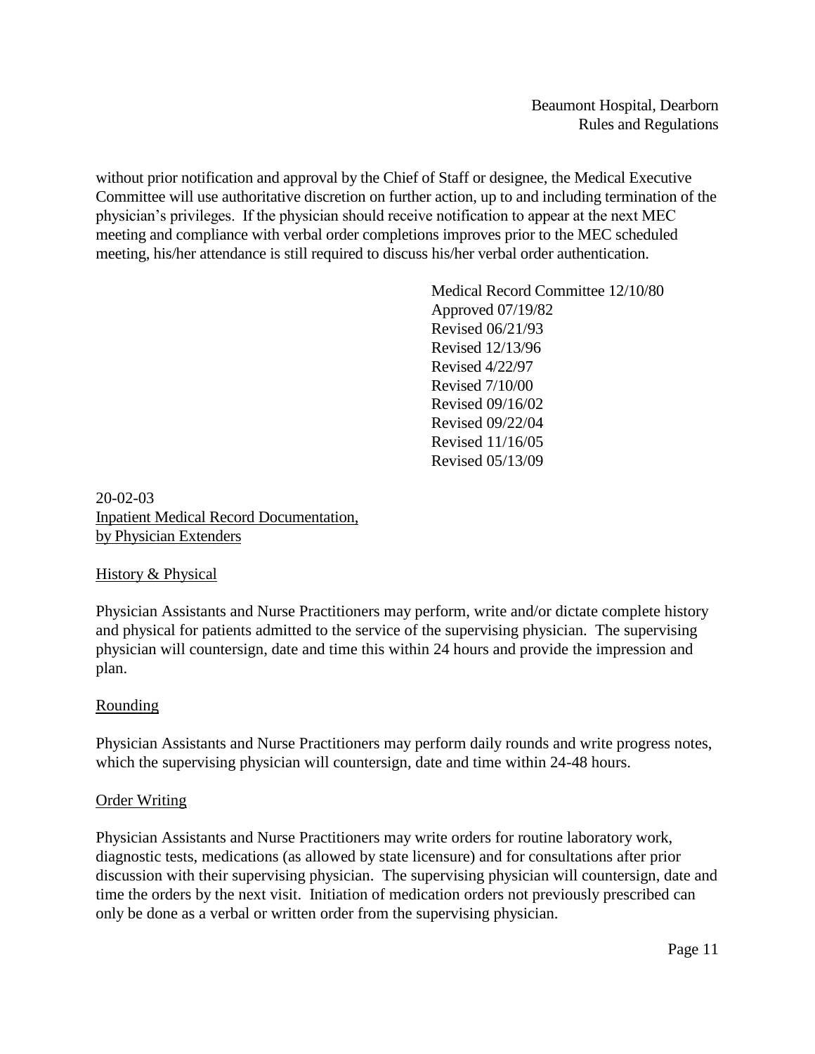without prior notification and approval by the Chief of Staff or designee, the Medical Executive Committee will use authoritative discretion on further action, up to and including termination of the physician's privileges. If the physician should receive notification to appear at the next MEC meeting and compliance with verbal order completions improves prior to the MEC scheduled meeting, his/her attendance is still required to discuss his/her verbal order authentication.

Medical Record Committee 12/10/80
Approved 07/19/82
Revised 06/21/93
Revised 12/13/96
Revised 4/22/97
Revised 7/10/00
Revised 09/16/02
Revised 09/22/04
Revised 11/16/05
Revised 05/13/09

20-02-03
Inpatient Medical Record Documentation, by Physician Extenders

History & Physical

Physician Assistants and Nurse Practitioners may perform, write and/or dictate complete history and physical for patients admitted to the service of the supervising physician. The supervising physician will countersign, date and time this within 24 hours and provide the impression and plan.

Rounding

Physician Assistants and Nurse Practitioners may perform daily rounds and write progress notes, which the supervising physician will countersign, date and time within 24-48 hours.

Order Writing

Physician Assistants and Nurse Practitioners may write orders for routine laboratory work, diagnostic tests, medications (as allowed by state licensure) and for consultations after prior discussion with their supervising physician. The supervising physician will countersign, date and time the orders by the next visit. Initiation of medication orders not previously prescribed can only be done as a verbal or written order from the supervising physician.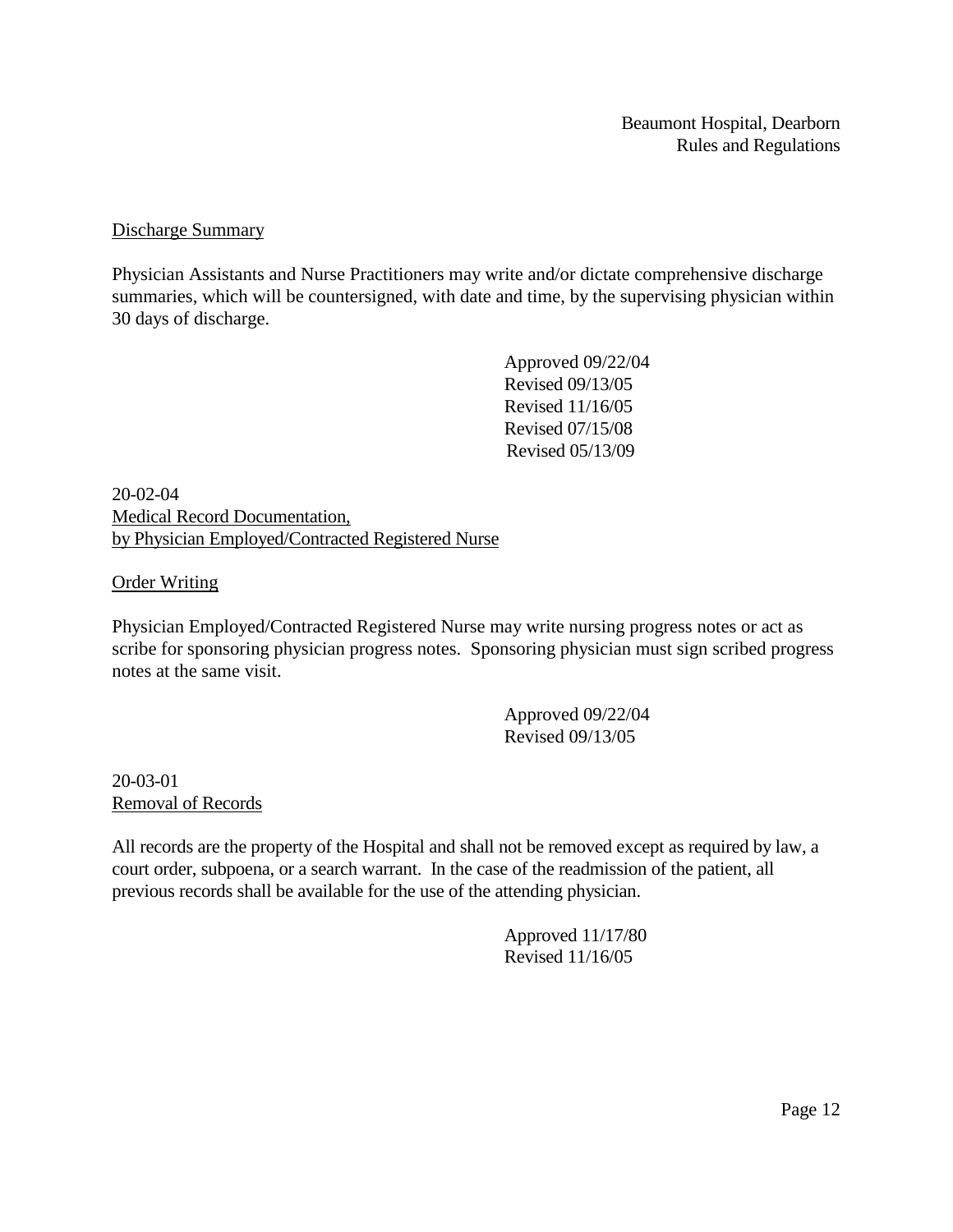Discharge Summary

Physician Assistants and Nurse Practitioners may write and/or dictate comprehensive discharge summaries, which will be countersigned, with date and time, by the supervising physician within 30 days of discharge.

Approved 09/22/04
Revised 09/13/05
Revised 11/16/05
Revised 07/15/08
Revised 05/13/09

20-02-04
Medical Record Documentation,
by Physician Employed/Contracted Registered Nurse

Order Writing

Physician Employed/Contracted Registered Nurse may write nursing progress notes or act as scribe for sponsoring physician progress notes. Sponsoring physician must sign scribed progress notes at the same visit.

Approved 09/22/04
Revised 09/13/05

20-03-01
Removal of Records

All records are the property of the Hospital and shall not be removed except as required by law, a court order, subpoena, or a search warrant. In the case of the readmission of the patient, all previous records shall be available for the use of the attending physician.

Approved 11/17/80
Revised 11/16/05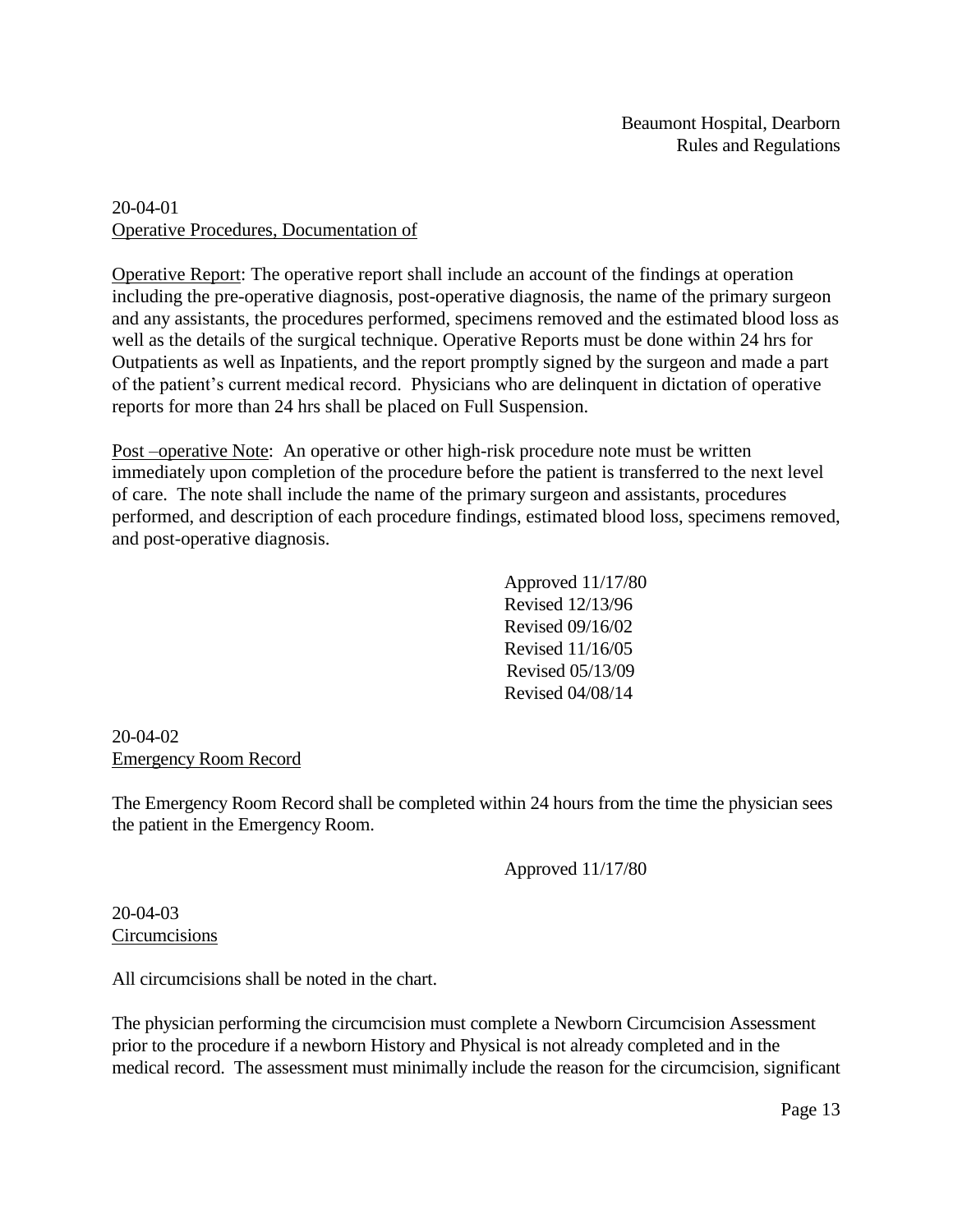20-04-01
Operative Procedures, Documentation of

Operative Report: The operative report shall include an account of the findings at operation including the pre-operative diagnosis, post-operative diagnosis, the name of the primary surgeon and any assistants, the procedures performed, specimens removed and the estimated blood loss as well as the details of the surgical technique. Operative Reports must be done within 24 hrs for Outpatients as well as Inpatients, and the report promptly signed by the surgeon and made a part of the patient's current medical record. Physicians who are delinquent in dictation of operative reports for more than 24 hrs shall be placed on Full Suspension.

Post –operative Note: An operative or other high-risk procedure note must be written immediately upon completion of the procedure before the patient is transferred to the next level of care. The note shall include the name of the primary surgeon and assistants, procedures performed, and description of each procedure findings, estimated blood loss, specimens removed, and post-operative diagnosis.

Approved 11/17/80
Revised 12/13/96
Revised 09/16/02
Revised 11/16/05
Revised 05/13/09
Revised 04/08/14

20-04-02
Emergency Room Record

The Emergency Room Record shall be completed within 24 hours from the time the physician sees the patient in the Emergency Room.

Approved 11/17/80

20-04-03
Circumcisions

All circumcisions shall be noted in the chart.

The physician performing the circumcision must complete a Newborn Circumcision Assessment prior to the procedure if a newborn History and Physical is not already completed and in the medical record. The assessment must minimally include the reason for the circumcision, significant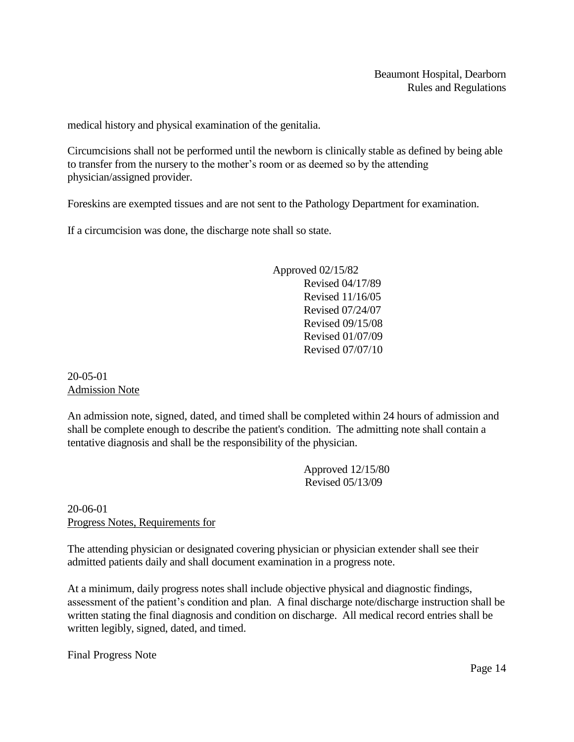medical history and physical examination of the genitalia.

Circumcisions shall not be performed until the newborn is clinically stable as defined by being able to transfer from the nursery to the mother's room or as deemed so by the attending physician/assigned provider.

Foreskins are exempted tissues and are not sent to the Pathology Department for examination.

If a circumcision was done, the discharge note shall so state.

Approved 02/15/82
Revised 04/17/89
Revised 11/16/05
Revised 07/24/07
Revised 09/15/08
Revised 01/07/09
Revised 07/07/10

20-05-01
Admission Note

An admission note, signed, dated, and timed shall be completed within 24 hours of admission and shall be complete enough to describe the patient's condition. The admitting note shall contain a tentative diagnosis and shall be the responsibility of the physician.

Approved 12/15/80
Revised 05/13/09

20-06-01
Progress Notes, Requirements for

The attending physician or designated covering physician or physician extender shall see their admitted patients daily and shall document examination in a progress note.

At a minimum, daily progress notes shall include objective physical and diagnostic findings, assessment of the patient's condition and plan. A final discharge note/discharge instruction shall be written stating the final diagnosis and condition on discharge. All medical record entries shall be written legibly, signed, dated, and timed.

Final Progress Note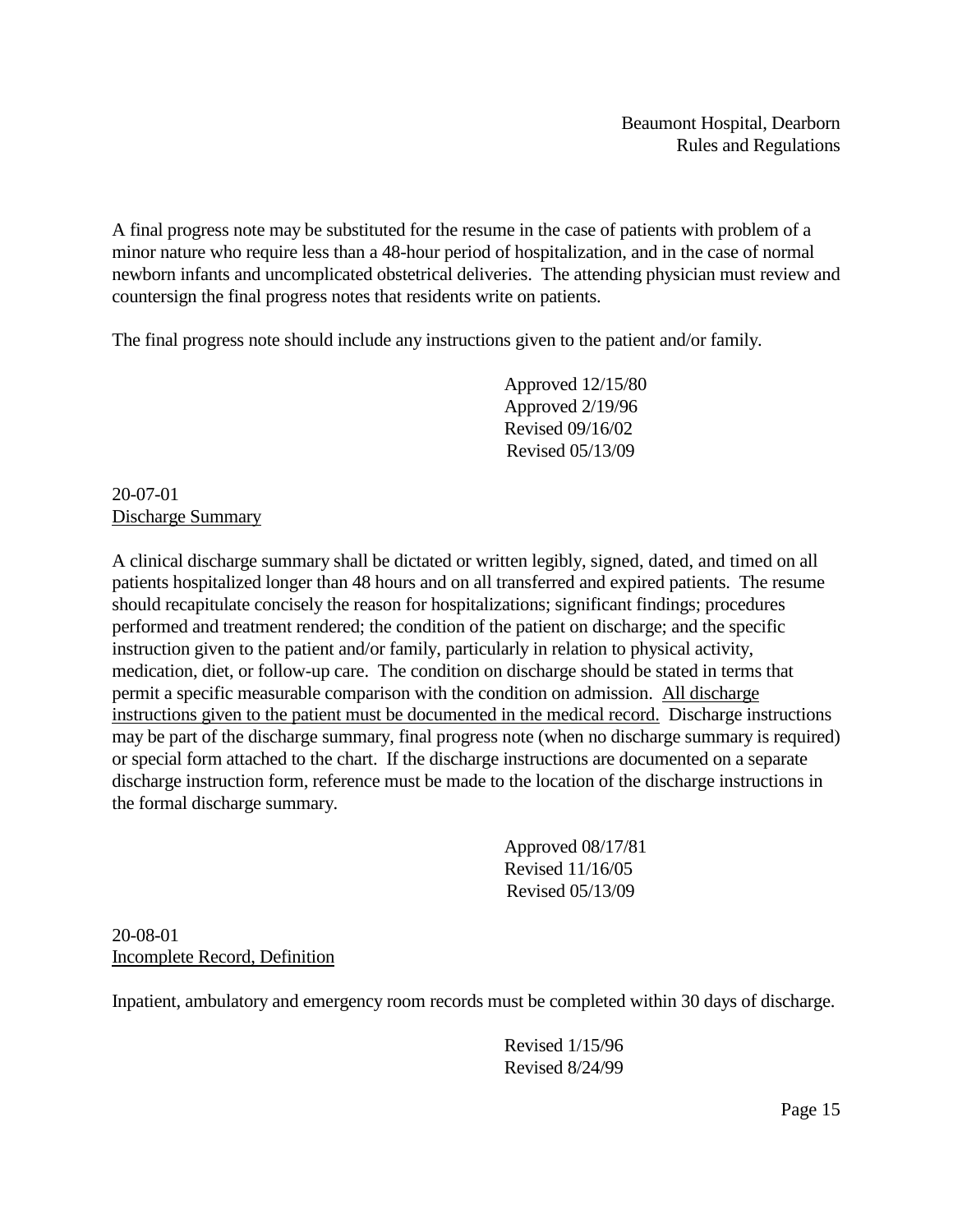A final progress note may be substituted for the resume in the case of patients with problem of a minor nature who require less than a 48-hour period of hospitalization, and in the case of normal newborn infants and uncomplicated obstetrical deliveries. The attending physician must review and countersign the final progress notes that residents write on patients.

The final progress note should include any instructions given to the patient and/or family.

Approved 12/15/80
Approved 2/19/96
Revised 09/16/02
Revised 05/13/09

20-07-01
<u>Discharge Summary</u>

A clinical discharge summary shall be dictated or written legibly, signed, dated, and timed on all patients hospitalized longer than 48 hours and on all transferred and expired patients. The resume should recapitulate concisely the reason for hospitalizations; significant findings; procedures performed and treatment rendered; the condition of the patient on discharge; and the specific instruction given to the patient and/or family, particularly in relation to physical activity, medication, diet, or follow-up care. The condition on discharge should be stated in terms that permit a specific measurable comparison with the condition on admission. <u>All discharge instructions given to the patient must be documented in the medical record.</u> Discharge instructions may be part of the discharge summary, final progress note (when no discharge summary is required) or special form attached to the chart. If the discharge instructions are documented on a separate discharge instruction form, reference must be made to the location of the discharge instructions in the formal discharge summary.

Approved 08/17/81
Revised 11/16/05
Revised 05/13/09

20-08-01
<u>Incomplete Record, Definition</u>

Inpatient, ambulatory and emergency room records must be completed within 30 days of discharge.

Revised 1/15/96
Revised 8/24/99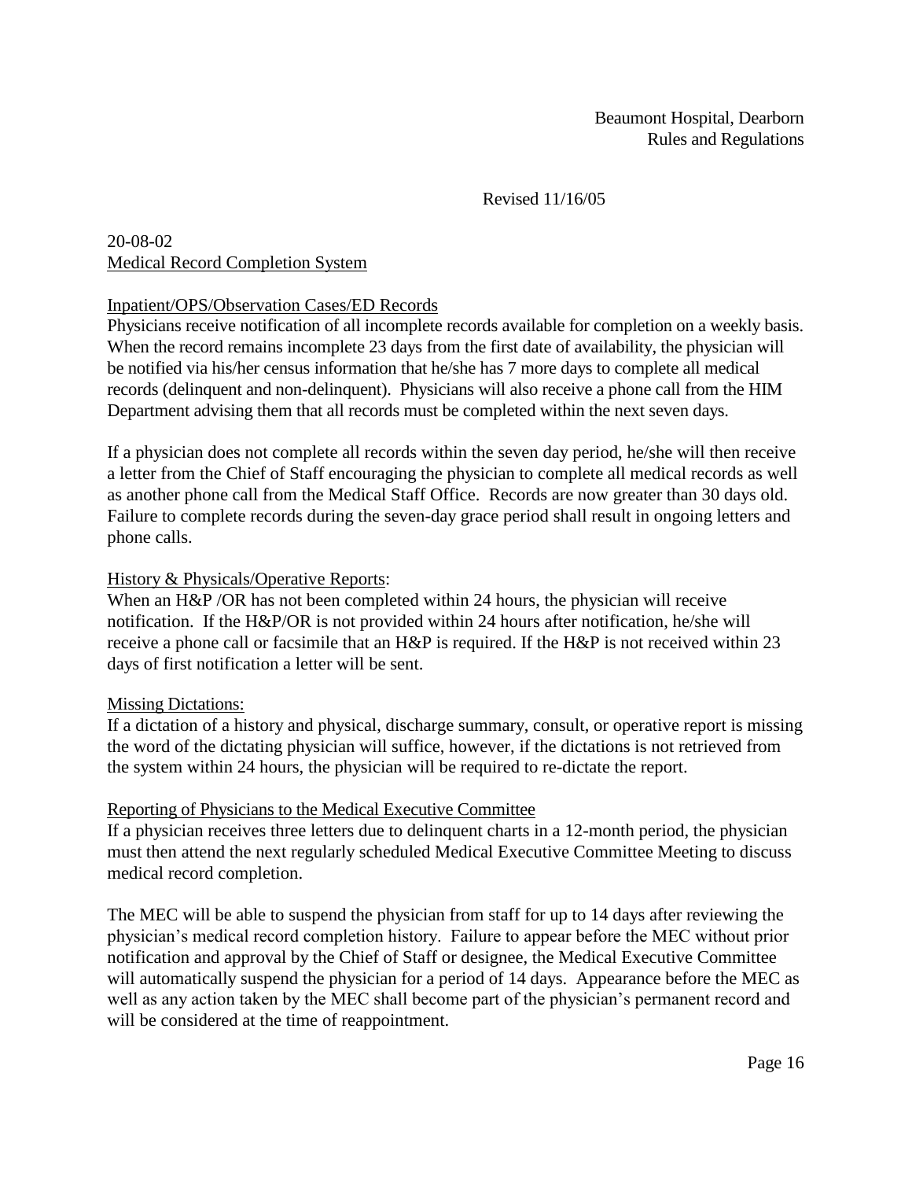Beaumont Hospital, Dearborn
Rules and Regulations

Revised 11/16/05

20-08-02
Medical Record Completion System

Inpatient/OPS/Observation Cases/ED Records

Physicians receive notification of all incomplete records available for completion on a weekly basis. When the record remains incomplete 23 days from the first date of availability, the physician will be notified via his/her census information that he/she has 7 more days to complete all medical records (delinquent and non-delinquent). Physicians will also receive a phone call from the HIM Department advising them that all records must be completed within the next seven days.

If a physician does not complete all records within the seven day period, he/she will then receive a letter from the Chief of Staff encouraging the physician to complete all medical records as well as another phone call from the Medical Staff Office. Records are now greater than 30 days old. Failure to complete records during the seven-day grace period shall result in ongoing letters and phone calls.

History & Physicals/Operative Reports:

When an H&P /OR has not been completed within 24 hours, the physician will receive notification. If the H&P/OR is not provided within 24 hours after notification, he/she will receive a phone call or facsimile that an H&P is required. If the H&P is not received within 23 days of first notification a letter will be sent.

Missing Dictations:

If a dictation of a history and physical, discharge summary, consult, or operative report is missing the word of the dictating physician will suffice, however, if the dictations is not retrieved from the system within 24 hours, the physician will be required to re-dictate the report.

Reporting of Physicians to the Medical Executive Committee

If a physician receives three letters due to delinquent charts in a 12-month period, the physician must then attend the next regularly scheduled Medical Executive Committee Meeting to discuss medical record completion.

The MEC will be able to suspend the physician from staff for up to 14 days after reviewing the physician's medical record completion history. Failure to appear before the MEC without prior notification and approval by the Chief of Staff or designee, the Medical Executive Committee will automatically suspend the physician for a period of 14 days. Appearance before the MEC as well as any action taken by the MEC shall become part of the physician's permanent record and will be considered at the time of reappointment.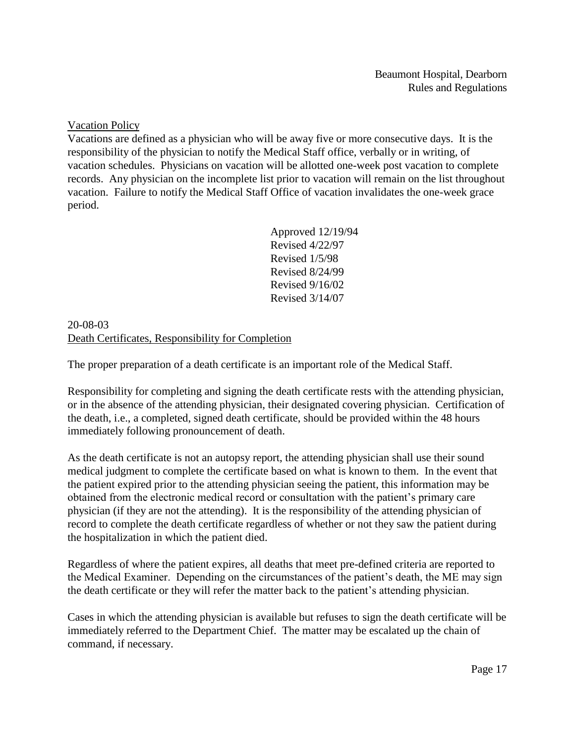Vacation Policy

Vacations are defined as a physician who will be away five or more consecutive days. It is the responsibility of the physician to notify the Medical Staff office, verbally or in writing, of vacation schedules. Physicians on vacation will be allotted one-week post vacation to complete records. Any physician on the incomplete list prior to vacation will remain on the list throughout vacation. Failure to notify the Medical Staff Office of vacation invalidates the one-week grace period.

Approved 12/19/94
Revised 4/22/97
Revised 1/5/98
Revised 8/24/99
Revised 9/16/02
Revised 3/14/07

20-08-03

Death Certificates, Responsibility for Completion

The proper preparation of a death certificate is an important role of the Medical Staff.

Responsibility for completing and signing the death certificate rests with the attending physician, or in the absence of the attending physician, their designated covering physician. Certification of the death, i.e., a completed, signed death certificate, should be provided within the 48 hours immediately following pronouncement of death.

As the death certificate is not an autopsy report, the attending physician shall use their sound medical judgment to complete the certificate based on what is known to them. In the event that the patient expired prior to the attending physician seeing the patient, this information may be obtained from the electronic medical record or consultation with the patient's primary care physician (if they are not the attending). It is the responsibility of the attending physician of record to complete the death certificate regardless of whether or not they saw the patient during the hospitalization in which the patient died.

Regardless of where the patient expires, all deaths that meet pre-defined criteria are reported to the Medical Examiner. Depending on the circumstances of the patient's death, the ME may sign the death certificate or they will refer the matter back to the patient's attending physician.

Cases in which the attending physician is available but refuses to sign the death certificate will be immediately referred to the Department Chief. The matter may be escalated up the chain of command, if necessary.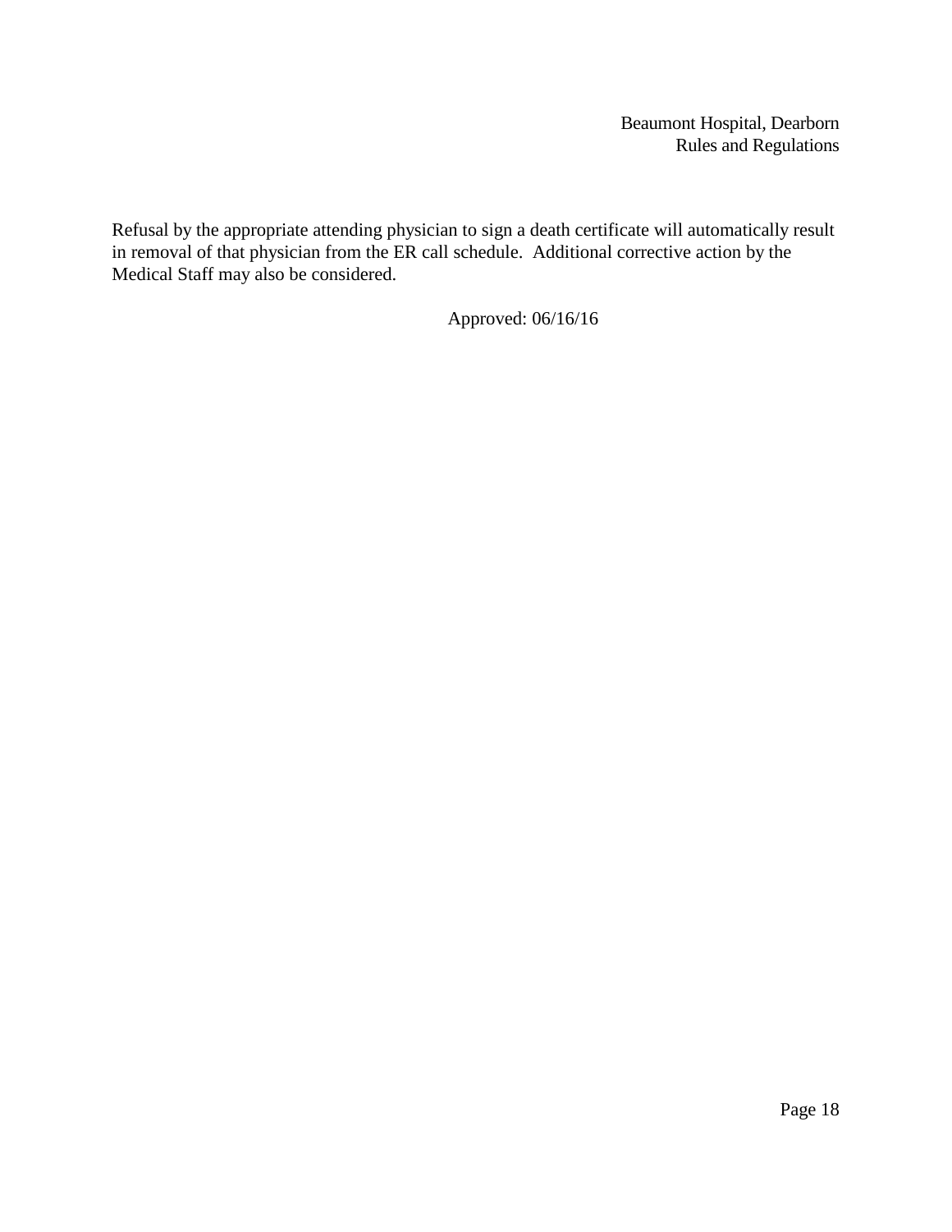Refusal by the appropriate attending physician to sign a death certificate will automatically result in removal of that physician from the ER call schedule. Additional corrective action by the Medical Staff may also be considered.

Approved: 06/16/16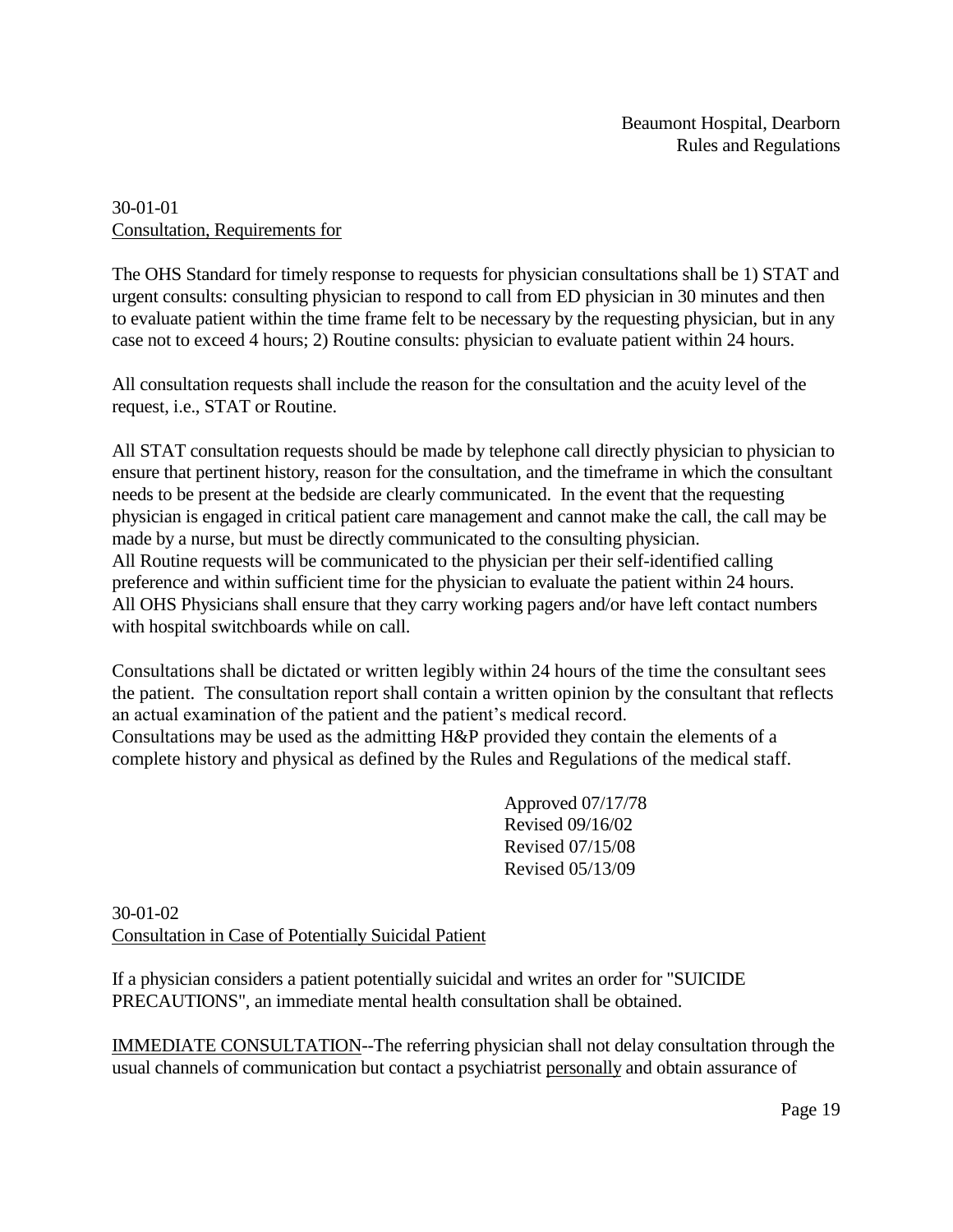30-01-01
<u>Consultation, Requirements for</u>

The OHS Standard for timely response to requests for physician consultations shall be 1) STAT and urgent consults: consulting physician to respond to call from ED physician in 30 minutes and then to evaluate patient within the time frame felt to be necessary by the requesting physician, but in any case not to exceed 4 hours; 2) Routine consults: physician to evaluate patient within 24 hours.

All consultation requests shall include the reason for the consultation and the acuity level of the request, i.e., STAT or Routine.

All STAT consultation requests should be made by telephone call directly physician to physician to ensure that pertinent history, reason for the consultation, and the timeframe in which the consultant needs to be present at the bedside are clearly communicated. In the event that the requesting physician is engaged in critical patient care management and cannot make the call, the call may be made by a nurse, but must be directly communicated to the consulting physician.
All Routine requests will be communicated to the physician per their self-identified calling preference and within sufficient time for the physician to evaluate the patient within 24 hours.
All OHS Physicians shall ensure that they carry working pagers and/or have left contact numbers with hospital switchboards while on call.

Consultations shall be dictated or written legibly within 24 hours of the time the consultant sees the patient. The consultation report shall contain a written opinion by the consultant that reflects an actual examination of the patient and the patient's medical record.
Consultations may be used as the admitting H&P provided they contain the elements of a complete history and physical as defined by the Rules and Regulations of the medical staff.

Approved 07/17/78
Revised 09/16/02
Revised 07/15/08
Revised 05/13/09

30-01-02
<u>Consultation in Case of Potentially Suicidal Patient</u>

If a physician considers a patient potentially suicidal and writes an order for "SUICIDE PRECAUTIONS", an immediate mental health consultation shall be obtained.

<u>IMMEDIATE CONSULTATION</u>--The referring physician shall not delay consultation through the usual channels of communication but contact a psychiatrist <u>personally</u> and obtain assurance of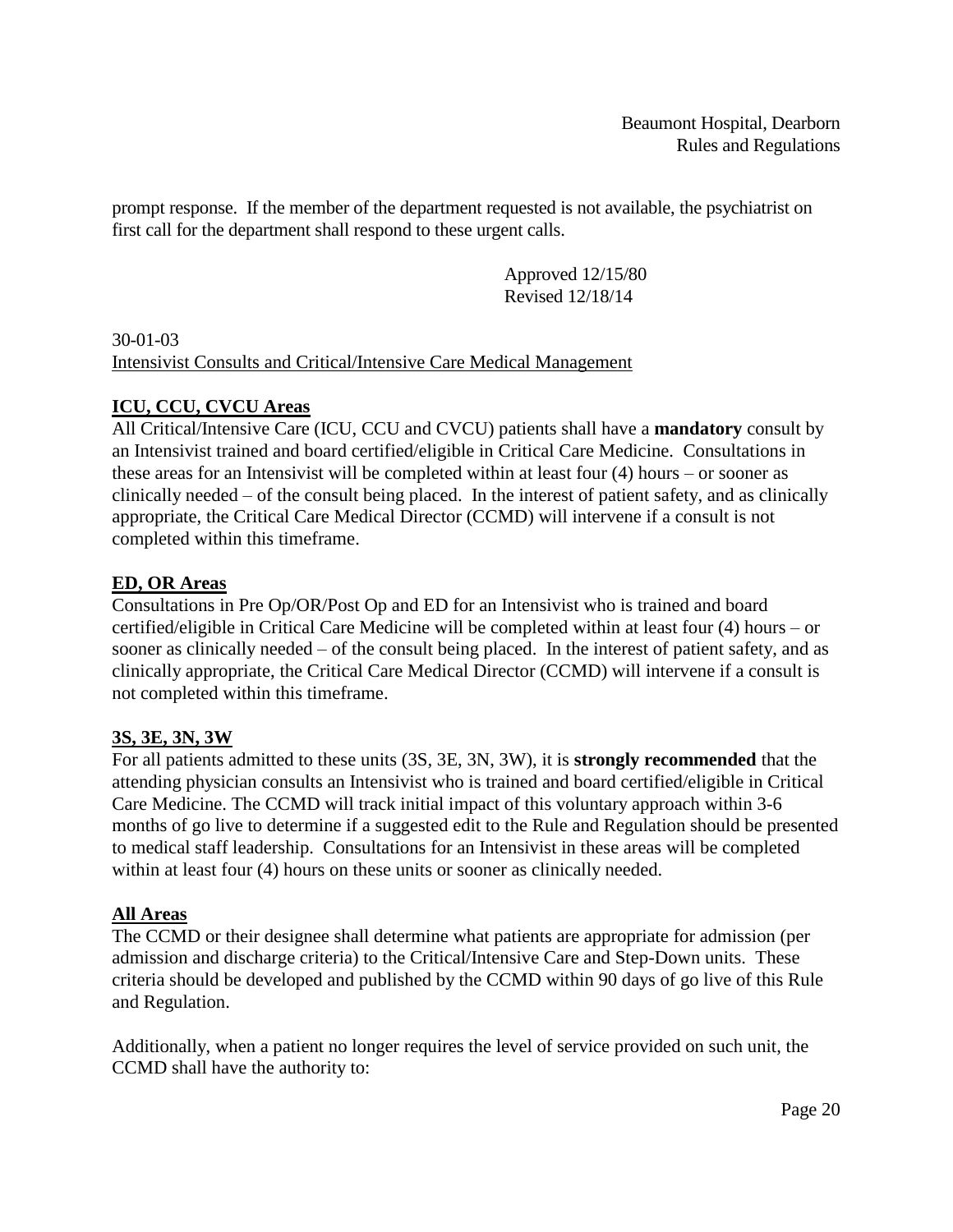prompt response. If the member of the department requested is not available, the psychiatrist on first call for the department shall respond to these urgent calls.

Approved 12/15/80
Revised 12/18/14

30-01-03
Intensivist Consults and Critical/Intensive Care Medical Management

**ICU, CCU, CVCU Areas**

All Critical/Intensive Care (ICU, CCU and CVCU) patients shall have a **mandatory** consult by an Intensivist trained and board certified/eligible in Critical Care Medicine. Consultations in these areas for an Intensivist will be completed within at least four (4) hours – or sooner as clinically needed – of the consult being placed. In the interest of patient safety, and as clinically appropriate, the Critical Care Medical Director (CCMD) will intervene if a consult is not completed within this timeframe.

**ED, OR Areas**

Consultations in Pre Op/OR/Post Op and ED for an Intensivist who is trained and board certified/eligible in Critical Care Medicine will be completed within at least four (4) hours – or sooner as clinically needed – of the consult being placed. In the interest of patient safety, and as clinically appropriate, the Critical Care Medical Director (CCMD) will intervene if a consult is not completed within this timeframe.

**3S, 3E, 3N, 3W**

For all patients admitted to these units (3S, 3E, 3N, 3W), it is **strongly recommended** that the attending physician consults an Intensivist who is trained and board certified/eligible in Critical Care Medicine. The CCMD will track initial impact of this voluntary approach within 3-6 months of go live to determine if a suggested edit to the Rule and Regulation should be presented to medical staff leadership. Consultations for an Intensivist in these areas will be completed within at least four (4) hours on these units or sooner as clinically needed.

**All Areas**

The CCMD or their designee shall determine what patients are appropriate for admission (per admission and discharge criteria) to the Critical/Intensive Care and Step-Down units. These criteria should be developed and published by the CCMD within 90 days of go live of this Rule and Regulation.

Additionally, when a patient no longer requires the level of service provided on such unit, the CCMD shall have the authority to: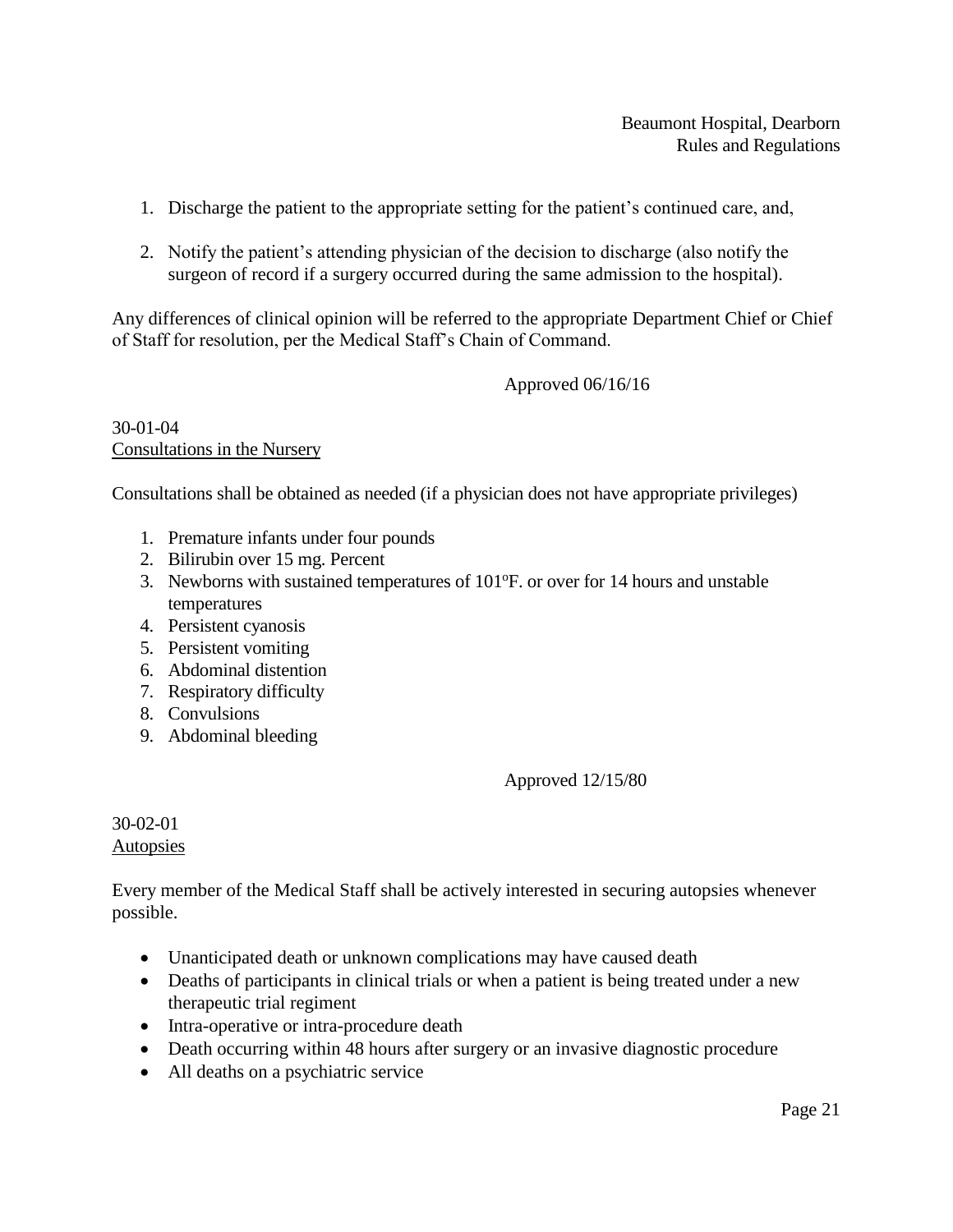1. Discharge the patient to the appropriate setting for the patient's continued care, and,
2. Notify the patient's attending physician of the decision to discharge (also notify the surgeon of record if a surgery occurred during the same admission to the hospital).

Any differences of clinical opinion will be referred to the appropriate Department Chief or Chief of Staff for resolution, per the Medical Staff's Chain of Command.

Approved 06/16/16

30-01-04
Consultations in the Nursery

Consultations shall be obtained as needed (if a physician does not have appropriate privileges)

1. Premature infants under four pounds
2. Bilirubin over 15 mg. Percent
3. Newborns with sustained temperatures of 101ºF. or over for 14 hours and unstable temperatures
4. Persistent cyanosis
5. Persistent vomiting
6. Abdominal distention
7. Respiratory difficulty
8. Convulsions
9. Abdominal bleeding

Approved 12/15/80

30-02-01
Autopsies

Every member of the Medical Staff shall be actively interested in securing autopsies whenever possible.

- Unanticipated death or unknown complications may have caused death
- Deaths of participants in clinical trials or when a patient is being treated under a new therapeutic trial regiment
- Intra-operative or intra-procedure death
- Death occurring within 48 hours after surgery or an invasive diagnostic procedure
- All deaths on a psychiatric service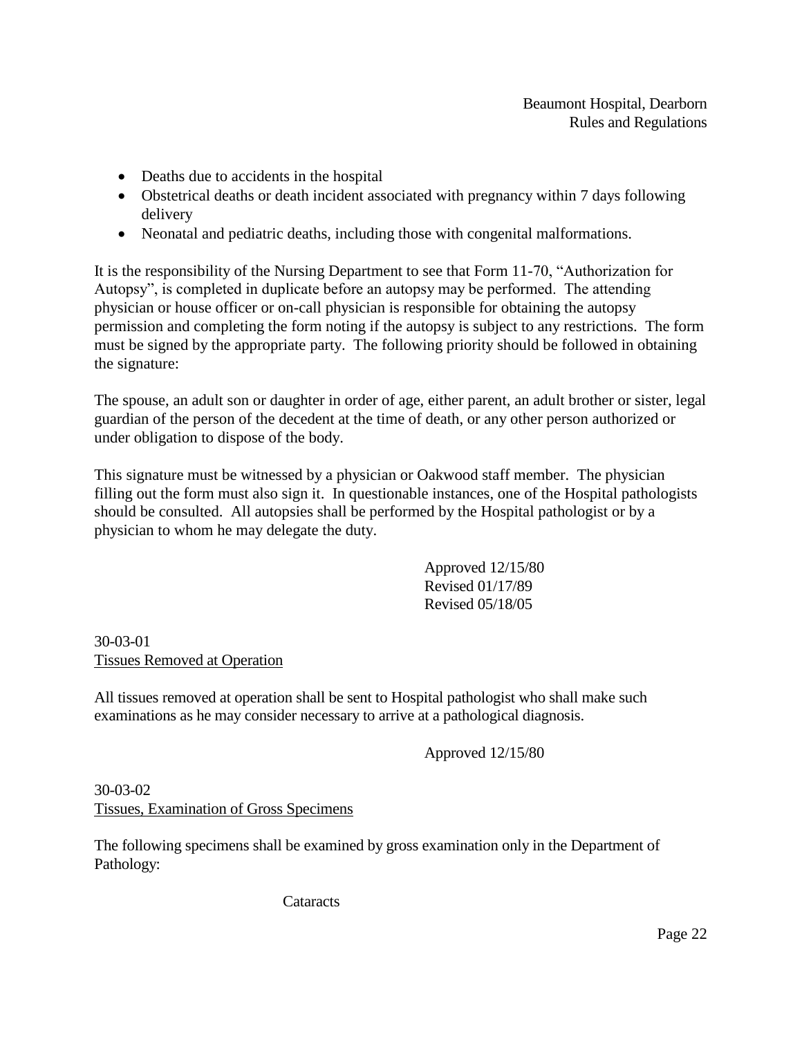- Deaths due to accidents in the hospital
- Obstetrical deaths or death incident associated with pregnancy within 7 days following delivery
- Neonatal and pediatric deaths, including those with congenital malformations.

It is the responsibility of the Nursing Department to see that Form 11-70, "Authorization for Autopsy", is completed in duplicate before an autopsy may be performed. The attending physician or house officer or on-call physician is responsible for obtaining the autopsy permission and completing the form noting if the autopsy is subject to any restrictions. The form must be signed by the appropriate party. The following priority should be followed in obtaining the signature:

The spouse, an adult son or daughter in order of age, either parent, an adult brother or sister, legal guardian of the person of the decedent at the time of death, or any other person authorized or under obligation to dispose of the body.

This signature must be witnessed by a physician or Oakwood staff member. The physician filling out the form must also sign it. In questionable instances, one of the Hospital pathologists should be consulted. All autopsies shall be performed by the Hospital pathologist or by a physician to whom he may delegate the duty.

Approved 12/15/80
Revised 01/17/89
Revised 05/18/05

30-03-01
Tissues Removed at Operation

All tissues removed at operation shall be sent to Hospital pathologist who shall make such examinations as he may consider necessary to arrive at a pathological diagnosis.

Approved 12/15/80

30-03-02
Tissues, Examination of Gross Specimens

The following specimens shall be examined by gross examination only in the Department of Pathology:

Cataracts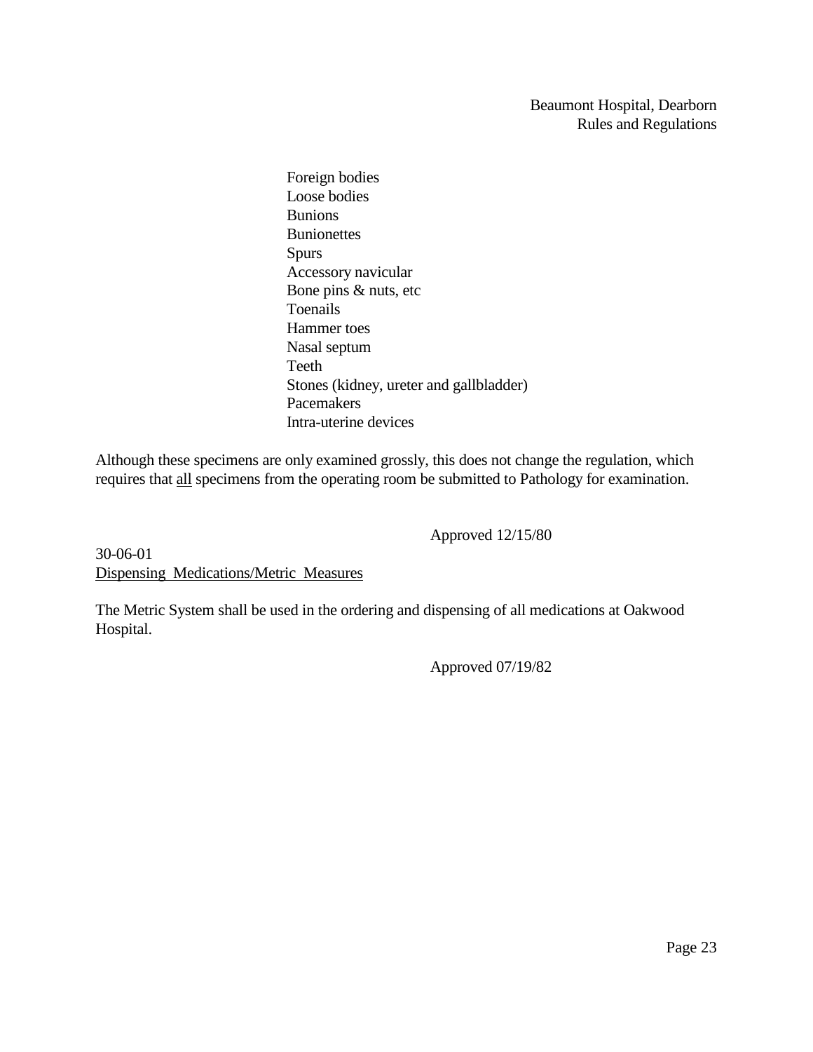- Foreign bodies
- Loose bodies
- Bunions
- Bunionettes
- Spurs
- Accessory navicular
- Bone pins & nuts, etc
- Toenails
- Hammer toes
- Nasal septum
- Teeth
- Stones (kidney, ureter and gallbladder)
- Pacemakers
- Intra-uterine devices

Although these specimens are only examined grossly, this does not change the regulation, which requires that <u>all</u> specimens from the operating room be submitted to Pathology for examination.

Approved 12/15/80

30-06-01
<u>Dispensing Medications/Metric Measures</u>

The Metric System shall be used in the ordering and dispensing of all medications at Oakwood Hospital.

Approved 07/19/82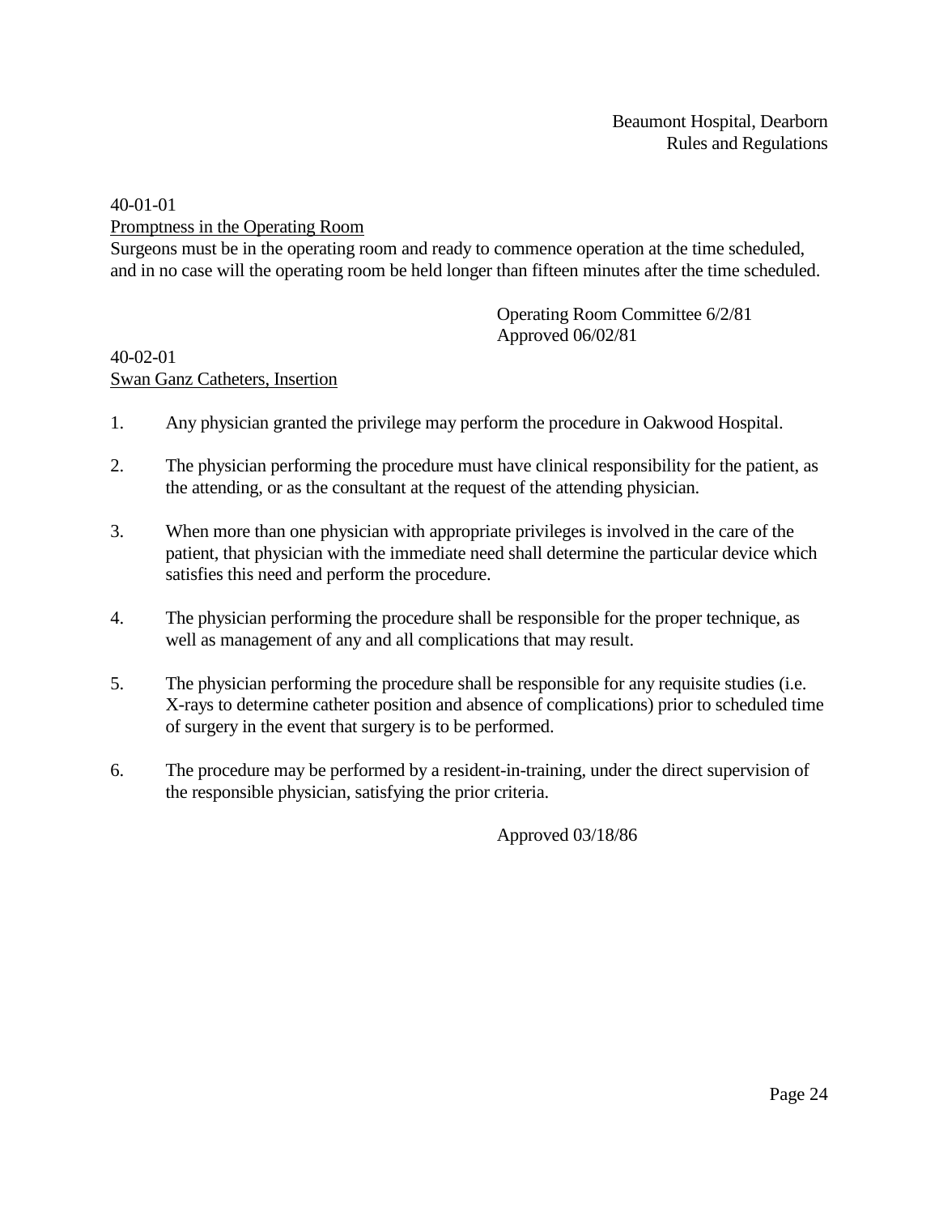40-01-01

<u>Promptness in the Operating Room</u>

Surgeons must be in the operating room and ready to commence operation at the time scheduled, and in no case will the operating room be held longer than fifteen minutes after the time scheduled.

Operating Room Committee 6/2/81
Approved 06/02/81

40-02-01

<u>Swan Ganz Catheters, Insertion</u>

1. Any physician granted the privilege may perform the procedure in Oakwood Hospital.

2. The physician performing the procedure must have clinical responsibility for the patient, as the attending, or as the consultant at the request of the attending physician.

3. When more than one physician with appropriate privileges is involved in the care of the patient, that physician with the immediate need shall determine the particular device which satisfies this need and perform the procedure.

4. The physician performing the procedure shall be responsible for the proper technique, as well as management of any and all complications that may result.

5. The physician performing the procedure shall be responsible for any requisite studies (i.e. X-rays to determine catheter position and absence of complications) prior to scheduled time of surgery in the event that surgery is to be performed.

6. The procedure may be performed by a resident-in-training, under the direct supervision of the responsible physician, satisfying the prior criteria.

Approved 03/18/86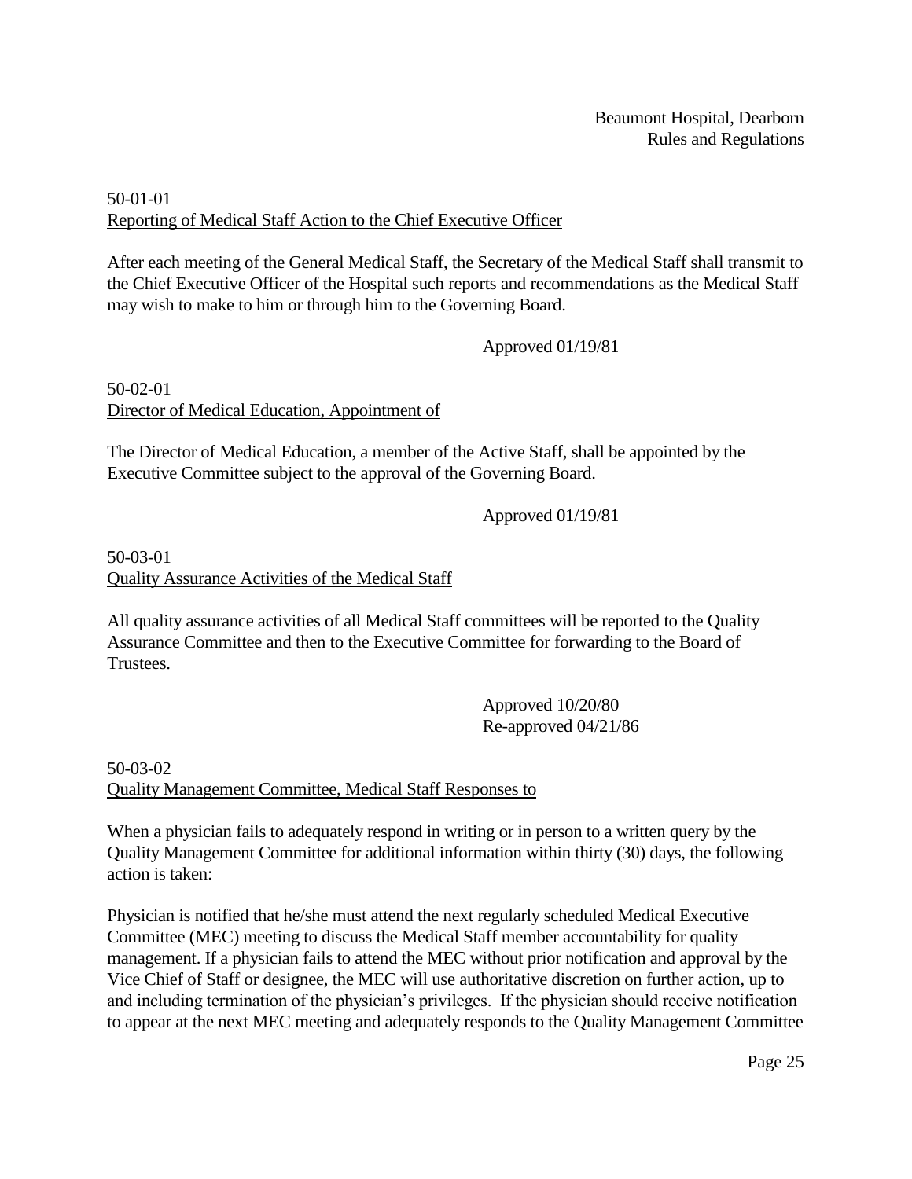50-01-01
Reporting of Medical Staff Action to the Chief Executive Officer

After each meeting of the General Medical Staff, the Secretary of the Medical Staff shall transmit to the Chief Executive Officer of the Hospital such reports and recommendations as the Medical Staff may wish to make to him or through him to the Governing Board.

Approved 01/19/81

50-02-01
Director of Medical Education, Appointment of

The Director of Medical Education, a member of the Active Staff, shall be appointed by the Executive Committee subject to the approval of the Governing Board.

Approved 01/19/81

50-03-01
Quality Assurance Activities of the Medical Staff

All quality assurance activities of all Medical Staff committees will be reported to the Quality Assurance Committee and then to the Executive Committee for forwarding to the Board of Trustees.

Approved 10/20/80
Re-approved 04/21/86

50-03-02
Quality Management Committee, Medical Staff Responses to

When a physician fails to adequately respond in writing or in person to a written query by the Quality Management Committee for additional information within thirty (30) days, the following action is taken:

Physician is notified that he/she must attend the next regularly scheduled Medical Executive Committee (MEC) meeting to discuss the Medical Staff member accountability for quality management. If a physician fails to attend the MEC without prior notification and approval by the Vice Chief of Staff or designee, the MEC will use authoritative discretion on further action, up to and including termination of the physician's privileges. If the physician should receive notification to appear at the next MEC meeting and adequately responds to the Quality Management Committee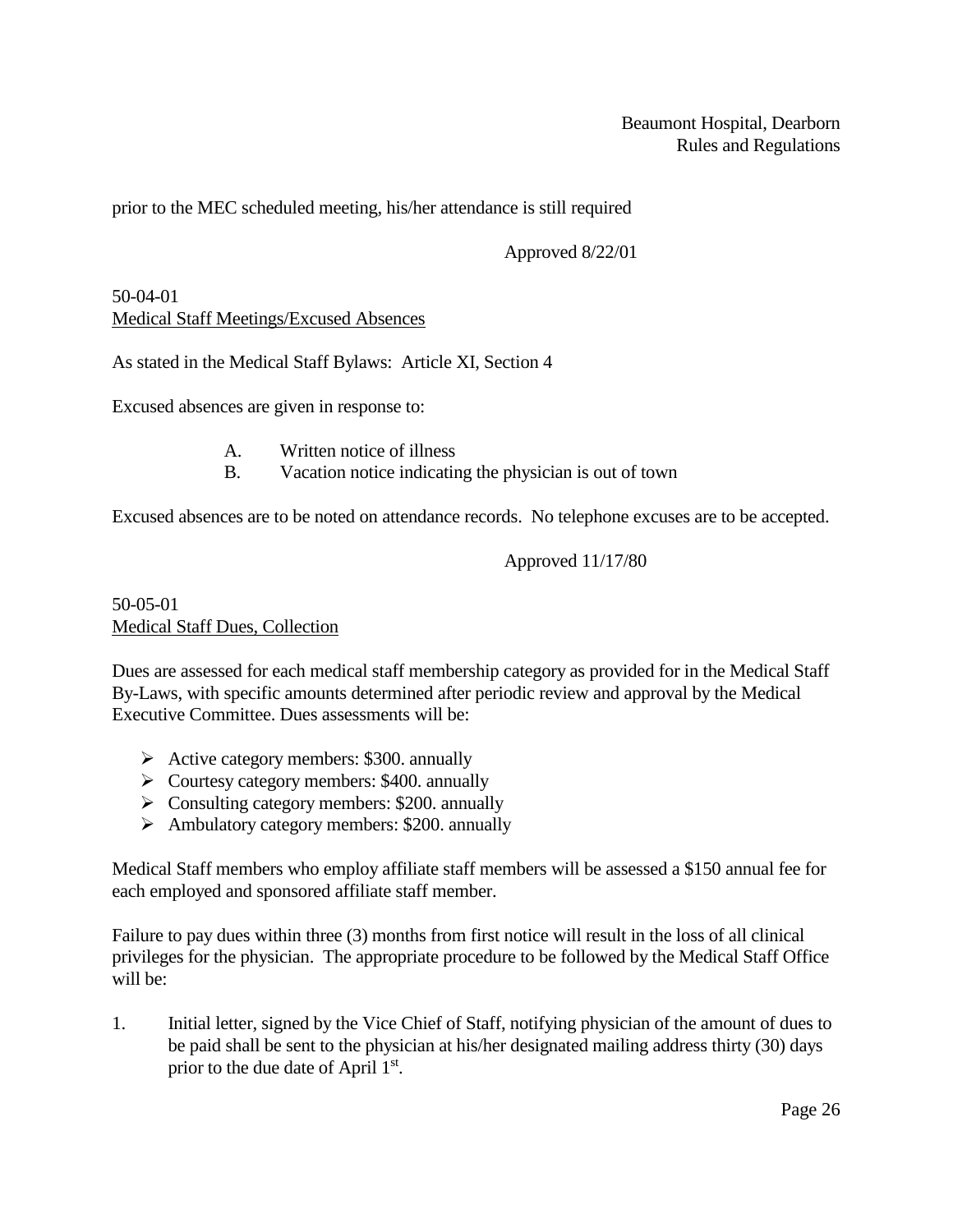prior to the MEC scheduled meeting, his/her attendance is still required

Approved 8/22/01

50-04-01
Medical Staff Meetings/Excused Absences

As stated in the Medical Staff Bylaws: Article XI, Section 4

Excused absences are given in response to:

A. Written notice of illness
B. Vacation notice indicating the physician is out of town

Excused absences are to be noted on attendance records. No telephone excuses are to be accepted.

Approved 11/17/80

50-05-01
Medical Staff Dues, Collection

Dues are assessed for each medical staff membership category as provided for in the Medical Staff By-Laws, with specific amounts determined after periodic review and approval by the Medical Executive Committee. Dues assessments will be:

- Active category members: $300. annually
- Courtesy category members: $400. annually
- Consulting category members: $200. annually
- Ambulatory category members: $200. annually

Medical Staff members who employ affiliate staff members will be assessed a $150 annual fee for each employed and sponsored affiliate staff member.

Failure to pay dues within three (3) months from first notice will result in the loss of all clinical privileges for the physician. The appropriate procedure to be followed by the Medical Staff Office will be:

1. Initial letter, signed by the Vice Chief of Staff, notifying physician of the amount of dues to be paid shall be sent to the physician at his/her designated mailing address thirty (30) days prior to the due date of April 1st.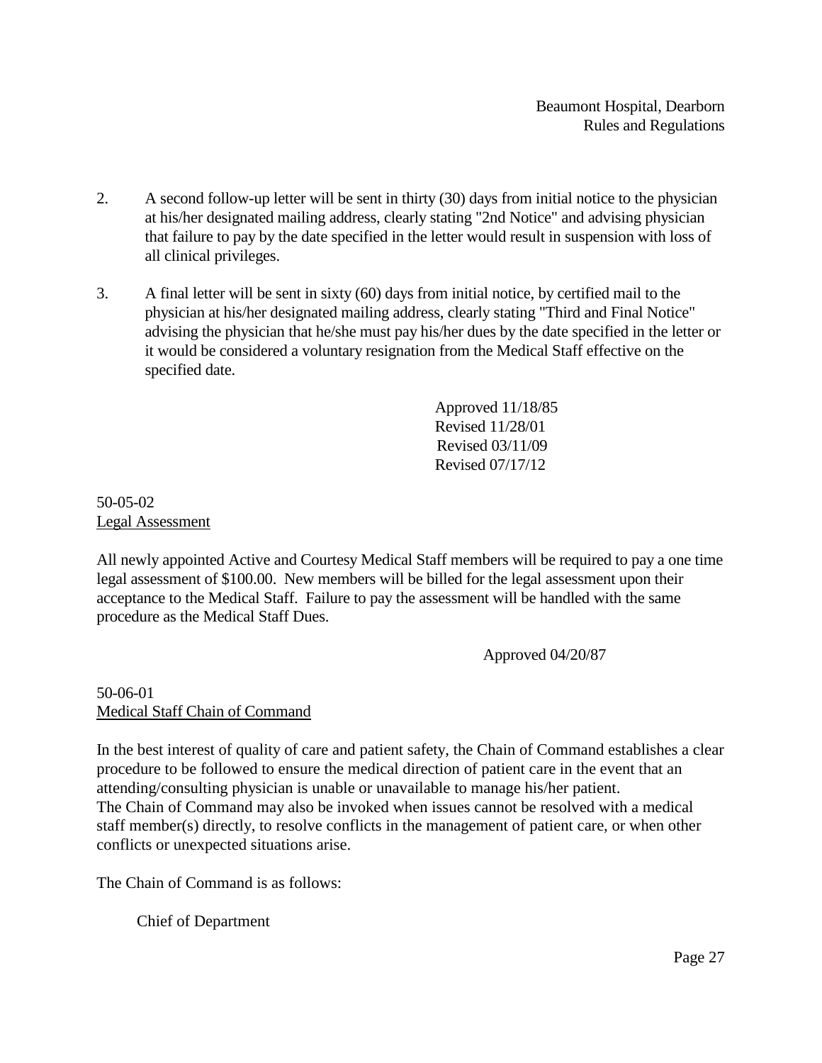2. A second follow-up letter will be sent in thirty (30) days from initial notice to the physician at his/her designated mailing address, clearly stating "2nd Notice" and advising physician that failure to pay by the date specified in the letter would result in suspension with loss of all clinical privileges.

3. A final letter will be sent in sixty (60) days from initial notice, by certified mail to the physician at his/her designated mailing address, clearly stating "Third and Final Notice" advising the physician that he/she must pay his/her dues by the date specified in the letter or it would be considered a voluntary resignation from the Medical Staff effective on the specified date.

Approved 11/18/85
Revised 11/28/01
Revised 03/11/09
Revised 07/17/12

50-05-02
Legal Assessment

All newly appointed Active and Courtesy Medical Staff members will be required to pay a one time legal assessment of $100.00. New members will be billed for the legal assessment upon their acceptance to the Medical Staff. Failure to pay the assessment will be handled with the same procedure as the Medical Staff Dues.

Approved 04/20/87

50-06-01
Medical Staff Chain of Command

In the best interest of quality of care and patient safety, the Chain of Command establishes a clear procedure to be followed to ensure the medical direction of patient care in the event that an attending/consulting physician is unable or unavailable to manage his/her patient.
The Chain of Command may also be invoked when issues cannot be resolved with a medical staff member(s) directly, to resolve conflicts in the management of patient care, or when other conflicts or unexpected situations arise.

The Chain of Command is as follows:

Chief of Department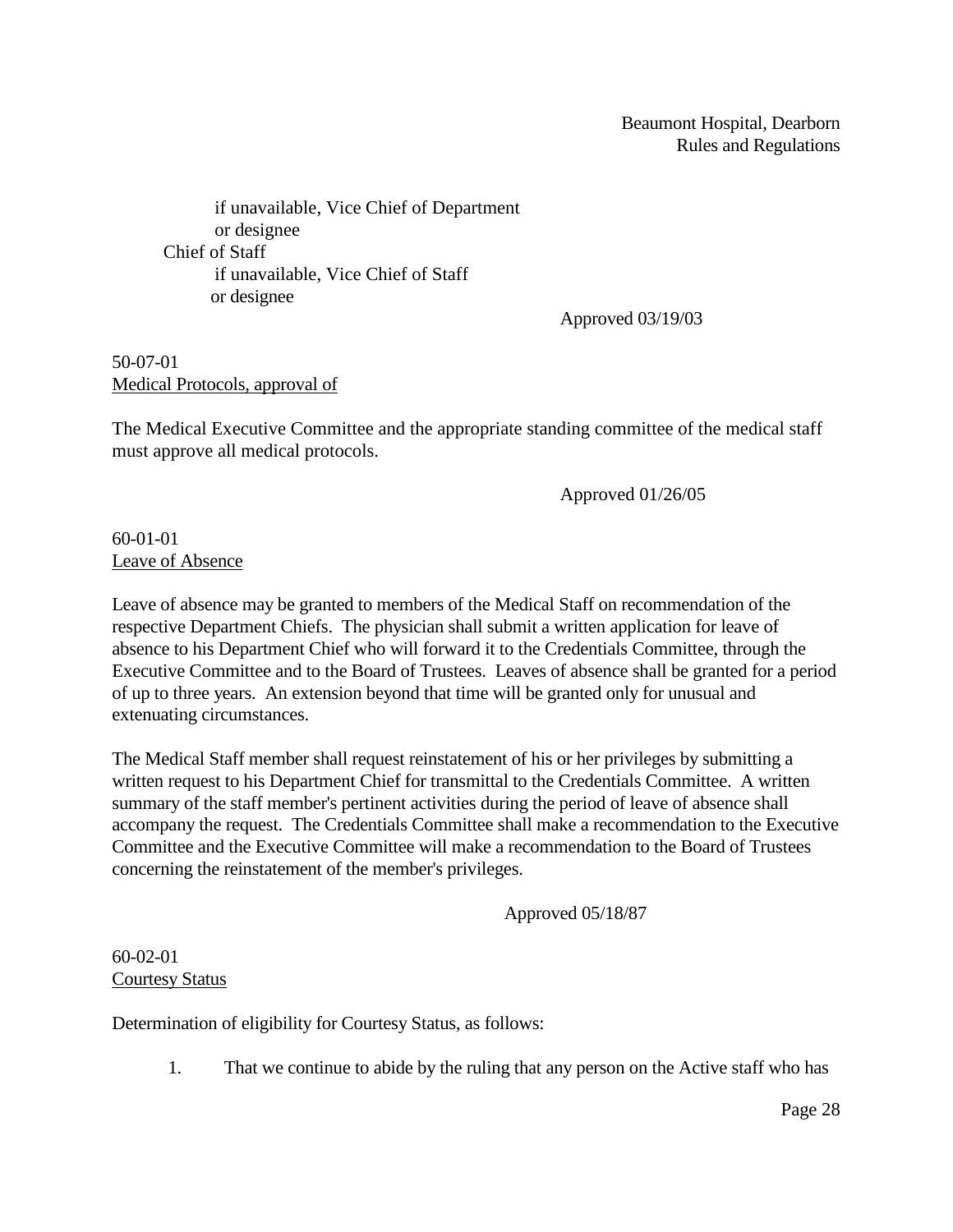if unavailable, Vice Chief of Department
or designee

Chief of Staff

if unavailable, Vice Chief of Staff
or designee

Approved 03/19/03

50-07-01
Medical Protocols, approval of

The Medical Executive Committee and the appropriate standing committee of the medical staff must approve all medical protocols.

Approved 01/26/05

60-01-01
Leave of Absence

Leave of absence may be granted to members of the Medical Staff on recommendation of the respective Department Chiefs. The physician shall submit a written application for leave of absence to his Department Chief who will forward it to the Credentials Committee, through the Executive Committee and to the Board of Trustees. Leaves of absence shall be granted for a period of up to three years. An extension beyond that time will be granted only for unusual and extenuating circumstances.

The Medical Staff member shall request reinstatement of his or her privileges by submitting a written request to his Department Chief for transmittal to the Credentials Committee. A written summary of the staff member's pertinent activities during the period of leave of absence shall accompany the request. The Credentials Committee shall make a recommendation to the Executive Committee and the Executive Committee will make a recommendation to the Board of Trustees concerning the reinstatement of the member's privileges.

Approved 05/18/87

60-02-01
Courtesy Status

Determination of eligibility for Courtesy Status, as follows:

1. That we continue to abide by the ruling that any person on the Active staff who has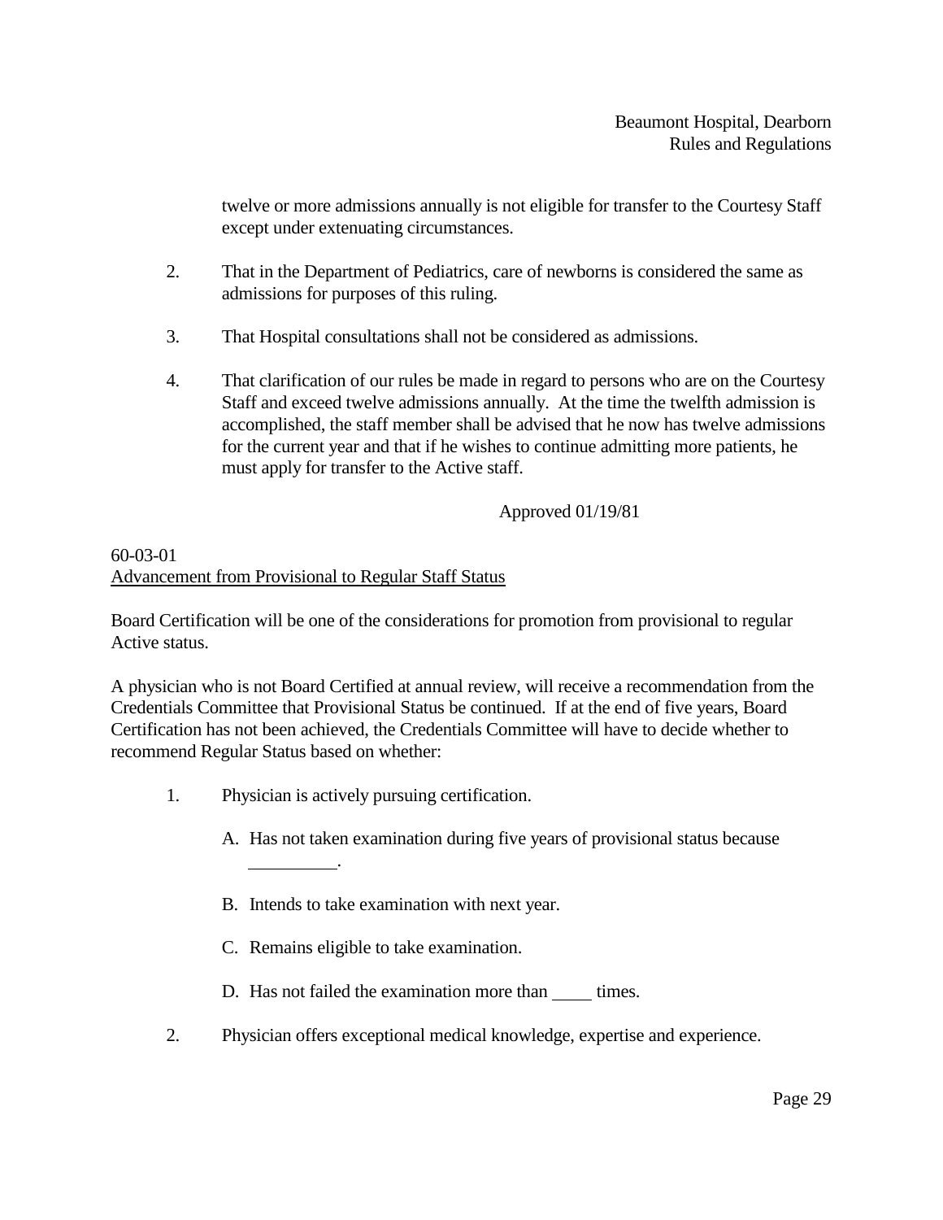twelve or more admissions annually is not eligible for transfer to the Courtesy Staff except under extenuating circumstances.

2. That in the Department of Pediatrics, care of newborns is considered the same as admissions for purposes of this ruling.

3. That Hospital consultations shall not be considered as admissions.

4. That clarification of our rules be made in regard to persons who are on the Courtesy Staff and exceed twelve admissions annually. At the time the twelfth admission is accomplished, the staff member shall be advised that he now has twelve admissions for the current year and that if he wishes to continue admitting more patients, he must apply for transfer to the Active staff.

Approved 01/19/81

60-03-01
<u>Advancement from Provisional to Regular Staff Status</u>

Board Certification will be one of the considerations for promotion from provisional to regular Active status.

A physician who is not Board Certified at annual review, will receive a recommendation from the Credentials Committee that Provisional Status be continued. If at the end of five years, Board Certification has not been achieved, the Credentials Committee will have to decide whether to recommend Regular Status based on whether:

1. Physician is actively pursuing certification.

   A. Has not taken examination during five years of provisional status because __________.

   B. Intends to take examination with next year.

   C. Remains eligible to take examination.

   D. Has not failed the examination more than _____ times.

2. Physician offers exceptional medical knowledge, expertise and experience.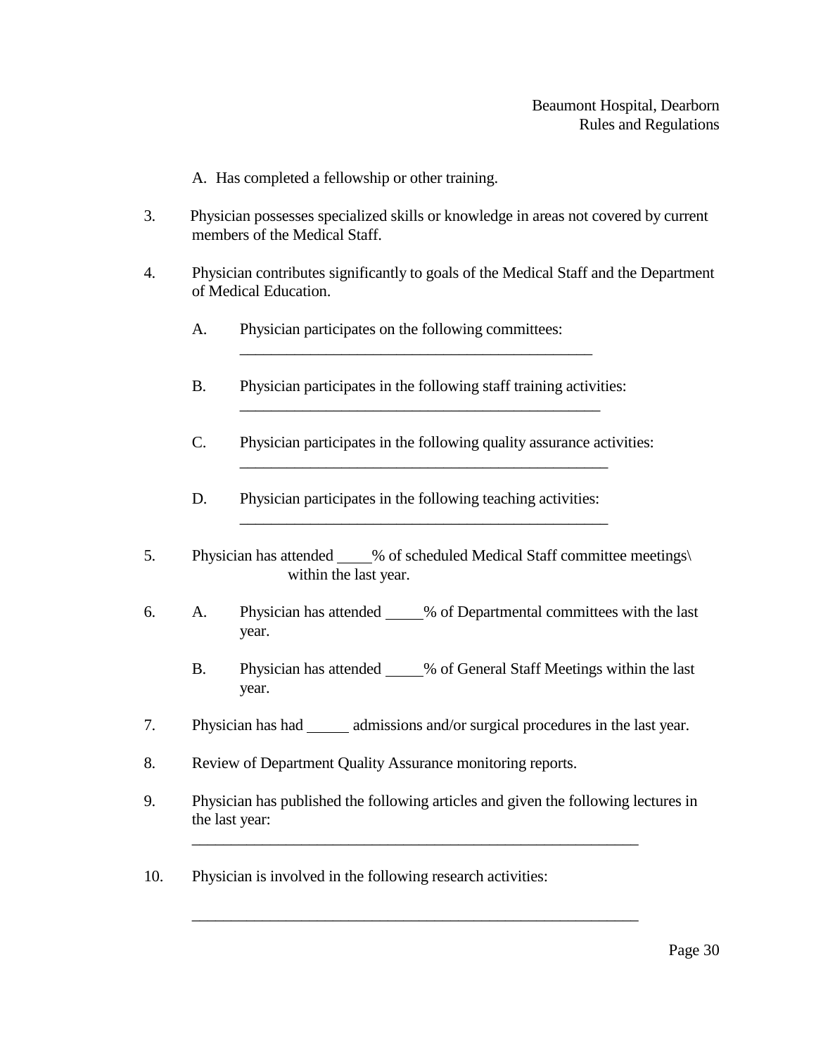A. Has completed a fellowship or other training.

3. Physician possesses specialized skills or knowledge in areas not covered by current members of the Medical Staff.

4. Physician contributes significantly to goals of the Medical Staff and the Department of Medical Education.

   A. Physician participates on the following committees: ______________________________________________

   B. Physician participates in the following staff training activities: ______________________________________________

   C. Physician participates in the following quality assurance activities: ______________________________________________

   D. Physician participates in the following teaching activities: ______________________________________________

5. Physician has attended ____% of scheduled Medical Staff committee meetings\ within the last year.

6. A. Physician has attended _____% of Departmental committees with the last year.

   B. Physician has attended _____% of General Staff Meetings within the last year.

7. Physician has had ______ admissions and/or surgical procedures in the last year.

8. Review of Department Quality Assurance monitoring reports.

9. Physician has published the following articles and given the following lectures in the last year: __________________________________________________________

10. Physician is involved in the following research activities:

__________________________________________________________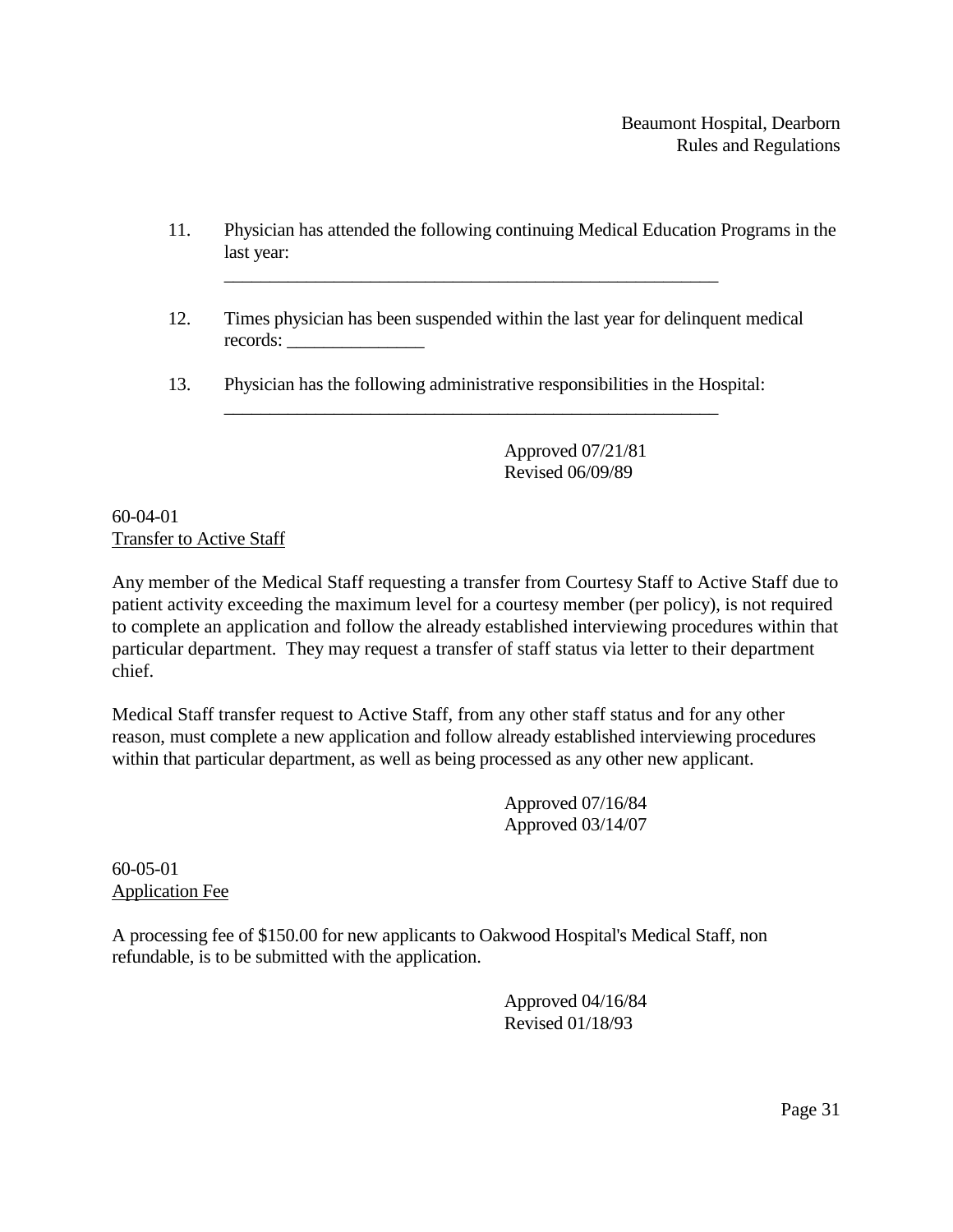11. Physician has attended the following continuing Medical Education Programs in the last year:
    ________________________________________________________

12. Times physician has been suspended within the last year for delinquent medical records: _______________

13. Physician has the following administrative responsibilities in the Hospital:
    ________________________________________________________

Approved 07/21/81
Revised 06/09/89

60-04-01
Transfer to Active Staff

Any member of the Medical Staff requesting a transfer from Courtesy Staff to Active Staff due to patient activity exceeding the maximum level for a courtesy member (per policy), is not required to complete an application and follow the already established interviewing procedures within that particular department. They may request a transfer of staff status via letter to their department chief.

Medical Staff transfer request to Active Staff, from any other staff status and for any other reason, must complete a new application and follow already established interviewing procedures within that particular department, as well as being processed as any other new applicant.

Approved 07/16/84
Approved 03/14/07

60-05-01
Application Fee

A processing fee of $150.00 for new applicants to Oakwood Hospital's Medical Staff, non refundable, is to be submitted with the application.

Approved 04/16/84
Revised 01/18/93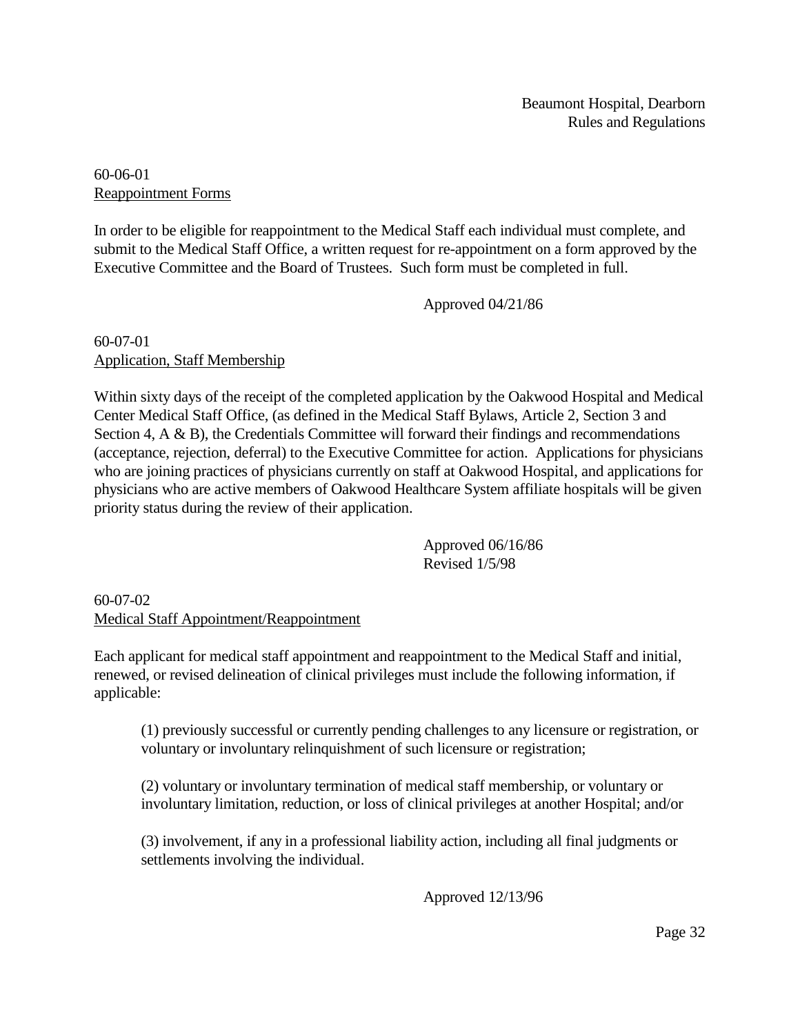60-06-01
Reappointment Forms

In order to be eligible for reappointment to the Medical Staff each individual must complete, and submit to the Medical Staff Office, a written request for re-appointment on a form approved by the Executive Committee and the Board of Trustees. Such form must be completed in full.

Approved 04/21/86

60-07-01
Application, Staff Membership

Within sixty days of the receipt of the completed application by the Oakwood Hospital and Medical Center Medical Staff Office, (as defined in the Medical Staff Bylaws, Article 2, Section 3 and Section 4, A & B), the Credentials Committee will forward their findings and recommendations (acceptance, rejection, deferral) to the Executive Committee for action. Applications for physicians who are joining practices of physicians currently on staff at Oakwood Hospital, and applications for physicians who are active members of Oakwood Healthcare System affiliate hospitals will be given priority status during the review of their application.

Approved 06/16/86
Revised 1/5/98

60-07-02
Medical Staff Appointment/Reappointment

Each applicant for medical staff appointment and reappointment to the Medical Staff and initial, renewed, or revised delineation of clinical privileges must include the following information, if applicable:

(1) previously successful or currently pending challenges to any licensure or registration, or voluntary or involuntary relinquishment of such licensure or registration;

(2) voluntary or involuntary termination of medical staff membership, or voluntary or involuntary limitation, reduction, or loss of clinical privileges at another Hospital; and/or

(3) involvement, if any in a professional liability action, including all final judgments or settlements involving the individual.

Approved 12/13/96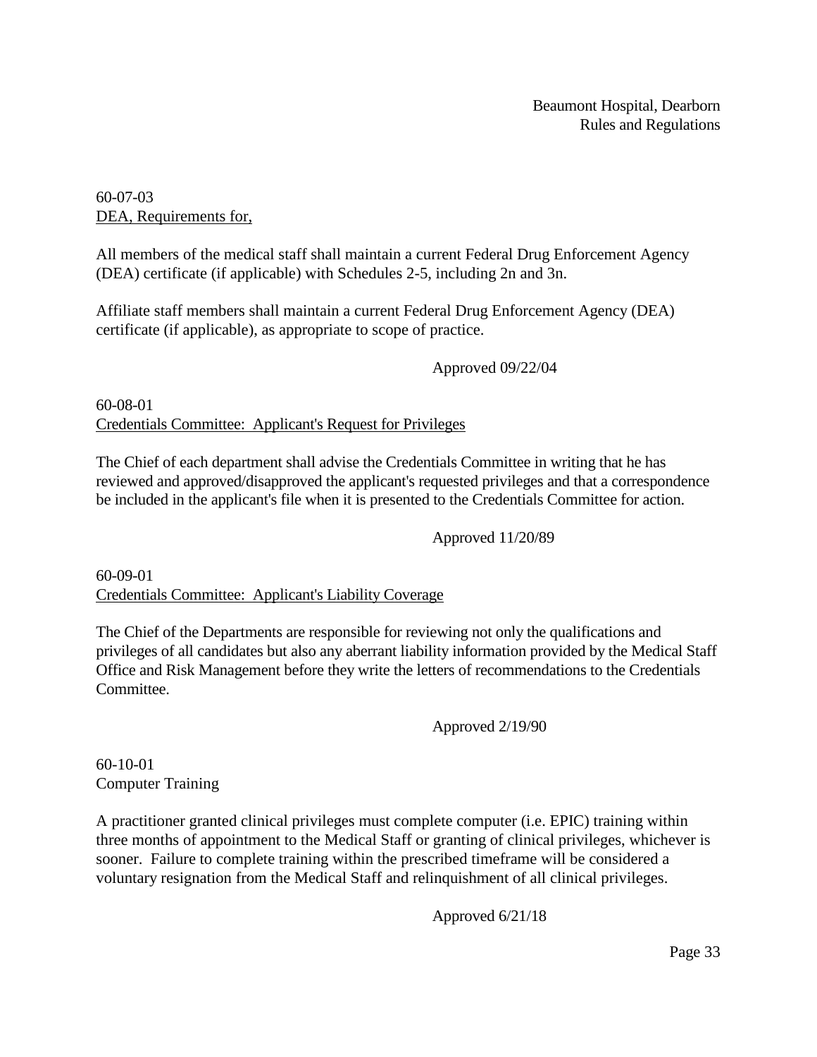60-07-03
DEA, Requirements for,

All members of the medical staff shall maintain a current Federal Drug Enforcement Agency (DEA) certificate (if applicable) with Schedules 2-5, including 2n and 3n.

Affiliate staff members shall maintain a current Federal Drug Enforcement Agency (DEA) certificate (if applicable), as appropriate to scope of practice.

Approved 09/22/04

60-08-01
Credentials Committee: Applicant's Request for Privileges

The Chief of each department shall advise the Credentials Committee in writing that he has reviewed and approved/disapproved the applicant's requested privileges and that a correspondence be included in the applicant's file when it is presented to the Credentials Committee for action.

Approved 11/20/89

60-09-01
Credentials Committee: Applicant's Liability Coverage

The Chief of the Departments are responsible for reviewing not only the qualifications and privileges of all candidates but also any aberrant liability information provided by the Medical Staff Office and Risk Management before they write the letters of recommendations to the Credentials Committee.

Approved 2/19/90

60-10-01
Computer Training

A practitioner granted clinical privileges must complete computer (i.e. EPIC) training within three months of appointment to the Medical Staff or granting of clinical privileges, whichever is sooner. Failure to complete training within the prescribed timeframe will be considered a voluntary resignation from the Medical Staff and relinquishment of all clinical privileges.

Approved 6/21/18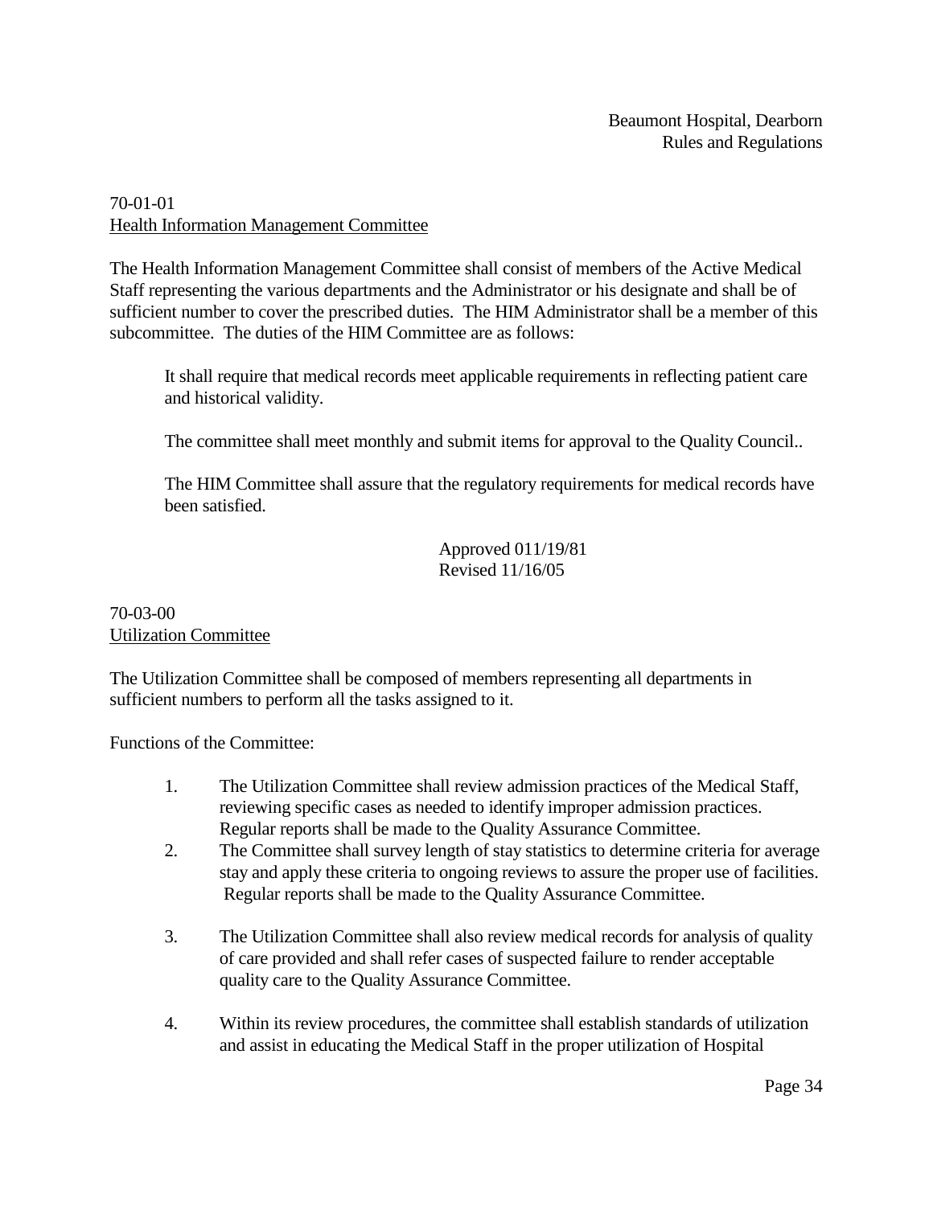70-01-01

## Health Information Management Committee

The Health Information Management Committee shall consist of members of the Active Medical Staff representing the various departments and the Administrator or his designate and shall be of sufficient number to cover the prescribed duties. The HIM Administrator shall be a member of this subcommittee. The duties of the HIM Committee are as follows:

> It shall require that medical records meet applicable requirements in reflecting patient care and historical validity.
>
> The committee shall meet monthly and submit items for approval to the Quality Council..
>
> The HIM Committee shall assure that the regulatory requirements for medical records have been satisfied.

Approved 011/19/81
Revised 11/16/05

70-03-00

## Utilization Committee

The Utilization Committee shall be composed of members representing all departments in sufficient numbers to perform all the tasks assigned to it.

Functions of the Committee:

1. The Utilization Committee shall review admission practices of the Medical Staff, reviewing specific cases as needed to identify improper admission practices. Regular reports shall be made to the Quality Assurance Committee.
2. The Committee shall survey length of stay statistics to determine criteria for average stay and apply these criteria to ongoing reviews to assure the proper use of facilities. Regular reports shall be made to the Quality Assurance Committee.
3. The Utilization Committee shall also review medical records for analysis of quality of care provided and shall refer cases of suspected failure to render acceptable quality care to the Quality Assurance Committee.
4. Within its review procedures, the committee shall establish standards of utilization and assist in educating the Medical Staff in the proper utilization of Hospital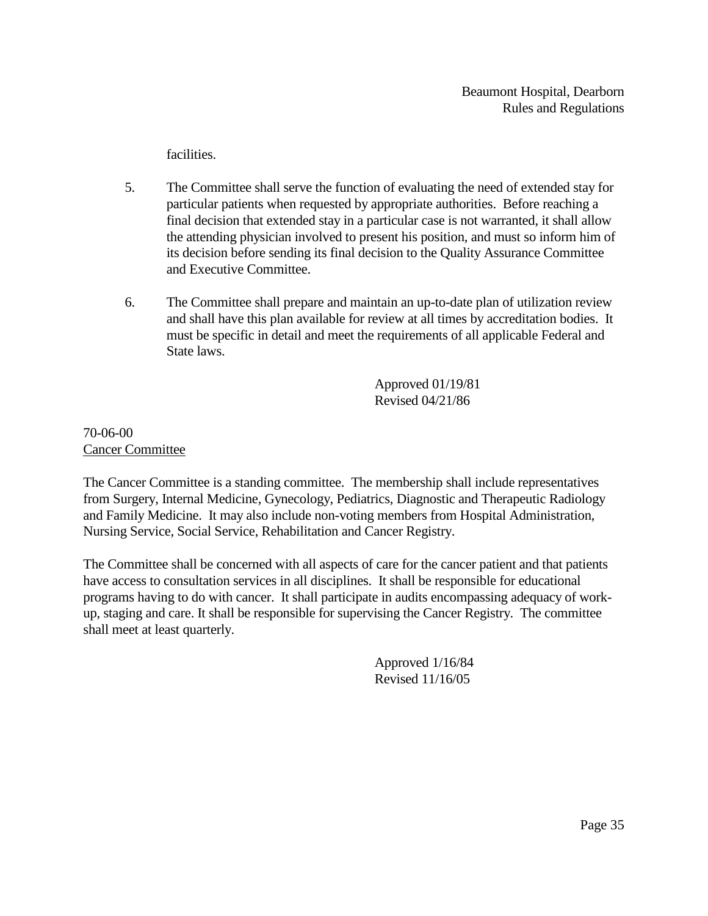facilities.

5. The Committee shall serve the function of evaluating the need of extended stay for particular patients when requested by appropriate authorities. Before reaching a final decision that extended stay in a particular case is not warranted, it shall allow the attending physician involved to present his position, and must so inform him of its decision before sending its final decision to the Quality Assurance Committee and Executive Committee.

6. The Committee shall prepare and maintain an up-to-date plan of utilization review and shall have this plan available for review at all times by accreditation bodies. It must be specific in detail and meet the requirements of all applicable Federal and State laws.

Approved 01/19/81
Revised 04/21/86

70-06-00
Cancer Committee

The Cancer Committee is a standing committee. The membership shall include representatives from Surgery, Internal Medicine, Gynecology, Pediatrics, Diagnostic and Therapeutic Radiology and Family Medicine. It may also include non-voting members from Hospital Administration, Nursing Service, Social Service, Rehabilitation and Cancer Registry.

The Committee shall be concerned with all aspects of care for the cancer patient and that patients have access to consultation services in all disciplines. It shall be responsible for educational programs having to do with cancer. It shall participate in audits encompassing adequacy of work-up, staging and care. It shall be responsible for supervising the Cancer Registry. The committee shall meet at least quarterly.

Approved 1/16/84
Revised 11/16/05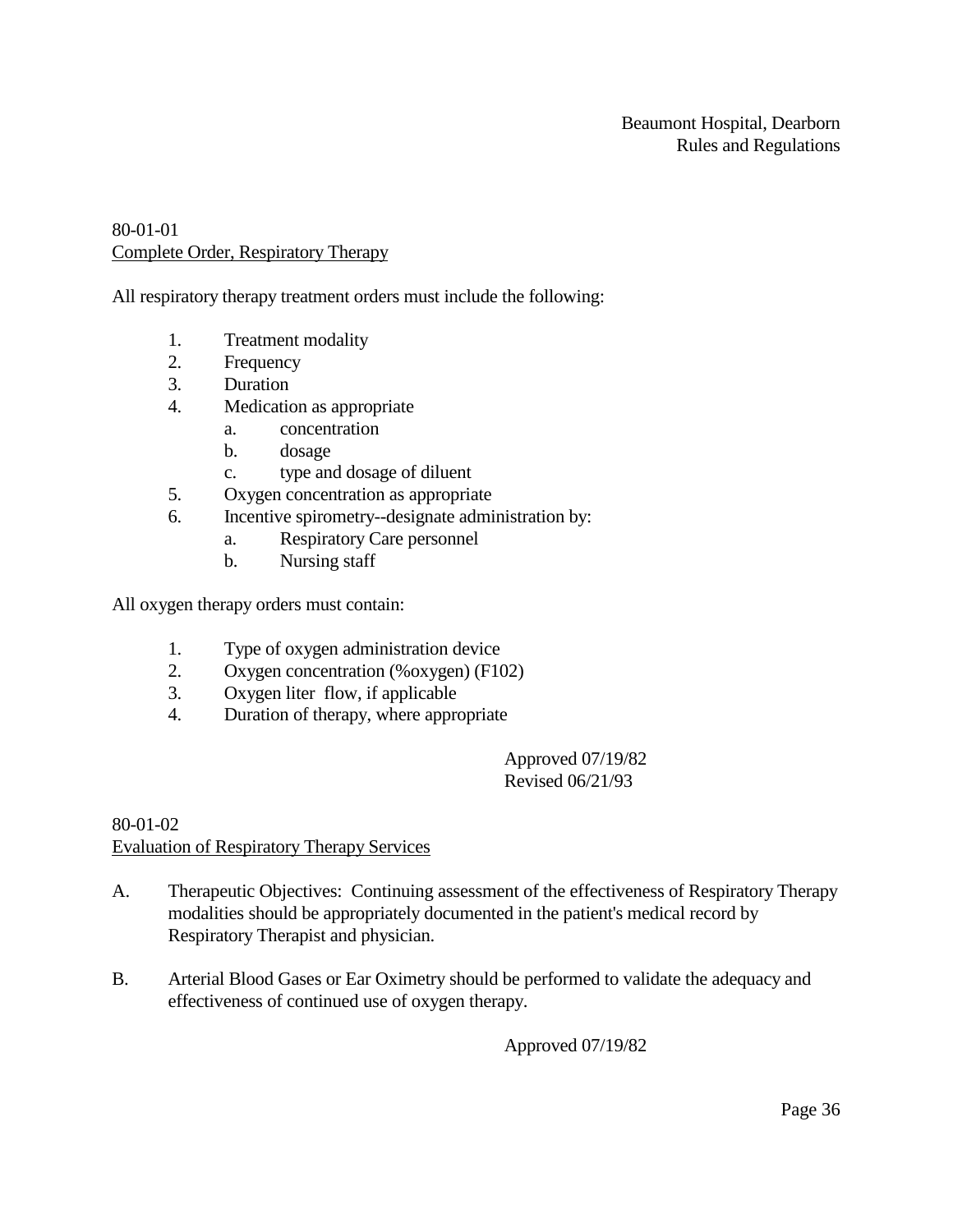80-01-01

Complete Order, Respiratory Therapy

All respiratory therapy treatment orders must include the following:

1. Treatment modality
2. Frequency
3. Duration
4. Medication as appropriate
   a. concentration
   b. dosage
   c. type and dosage of diluent
5. Oxygen concentration as appropriate
6. Incentive spirometry--designate administration by:
   a. Respiratory Care personnel
   b. Nursing staff

All oxygen therapy orders must contain:

1. Type of oxygen administration device
2. Oxygen concentration (%oxygen) (F102)
3. Oxygen liter flow, if applicable
4. Duration of therapy, where appropriate

Approved 07/19/82
Revised 06/21/93

80-01-02

Evaluation of Respiratory Therapy Services

A. Therapeutic Objectives: Continuing assessment of the effectiveness of Respiratory Therapy modalities should be appropriately documented in the patient's medical record by Respiratory Therapist and physician.

B. Arterial Blood Gases or Ear Oximetry should be performed to validate the adequacy and effectiveness of continued use of oxygen therapy.

Approved 07/19/82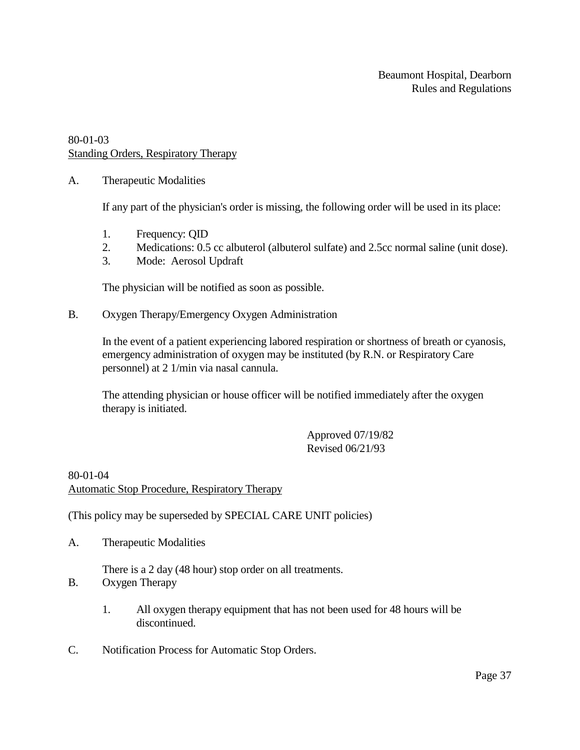80-01-03
Standing Orders, Respiratory Therapy

A. Therapeutic Modalities

If any part of the physician's order is missing, the following order will be used in its place:

1. Frequency: QID
2. Medications: 0.5 cc albuterol (albuterol sulfate) and 2.5cc normal saline (unit dose).
3. Mode: Aerosol Updraft

The physician will be notified as soon as possible.

B. Oxygen Therapy/Emergency Oxygen Administration

In the event of a patient experiencing labored respiration or shortness of breath or cyanosis, emergency administration of oxygen may be instituted (by R.N. or Respiratory Care personnel) at 2 1/min via nasal cannula.

The attending physician or house officer will be notified immediately after the oxygen therapy is initiated.

Approved 07/19/82
Revised 06/21/93

80-01-04
Automatic Stop Procedure, Respiratory Therapy

(This policy may be superseded by SPECIAL CARE UNIT policies)

A. Therapeutic Modalities

There is a 2 day (48 hour) stop order on all treatments.

B. Oxygen Therapy

1. All oxygen therapy equipment that has not been used for 48 hours will be discontinued.

C. Notification Process for Automatic Stop Orders.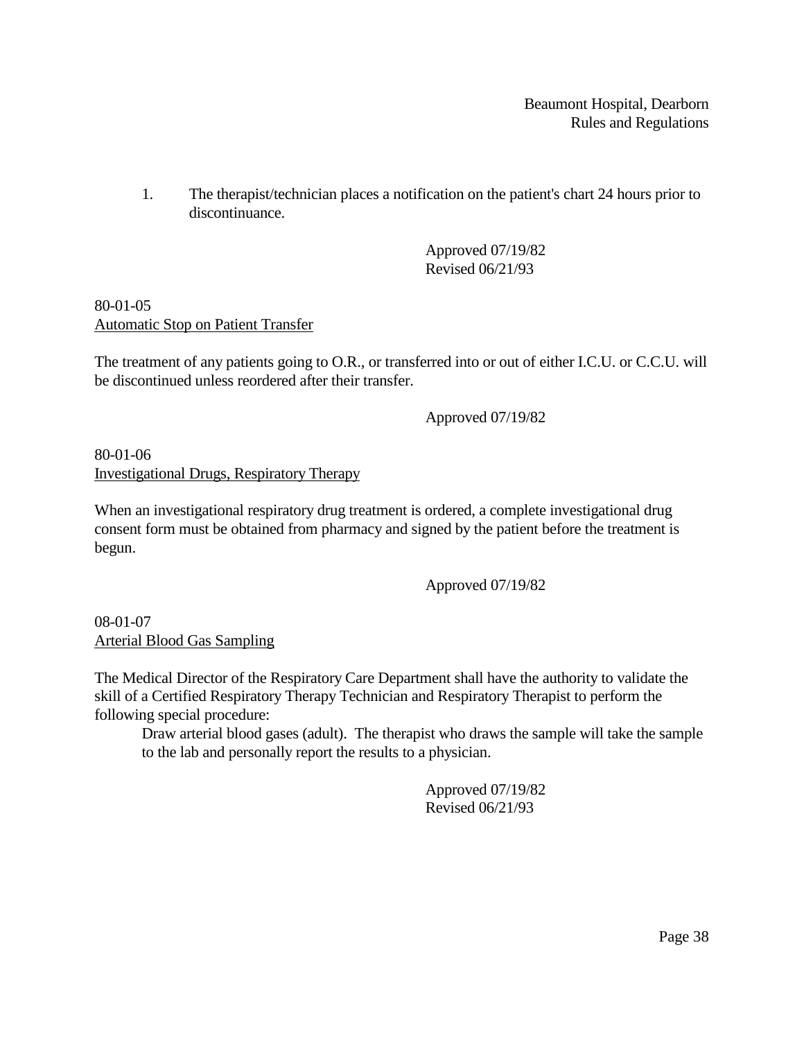1. The therapist/technician places a notification on the patient's chart 24 hours prior to discontinuance.

Approved 07/19/82
Revised 06/21/93

80-01-05
Automatic Stop on Patient Transfer

The treatment of any patients going to O.R., or transferred into or out of either I.C.U. or C.C.U. will be discontinued unless reordered after their transfer.

Approved 07/19/82

80-01-06
Investigational Drugs, Respiratory Therapy

When an investigational respiratory drug treatment is ordered, a complete investigational drug consent form must be obtained from pharmacy and signed by the patient before the treatment is begun.

Approved 07/19/82

08-01-07
Arterial Blood Gas Sampling

The Medical Director of the Respiratory Care Department shall have the authority to validate the skill of a Certified Respiratory Therapy Technician and Respiratory Therapist to perform the following special procedure:

Draw arterial blood gases (adult). The therapist who draws the sample will take the sample to the lab and personally report the results to a physician.

Approved 07/19/82
Revised 06/21/93